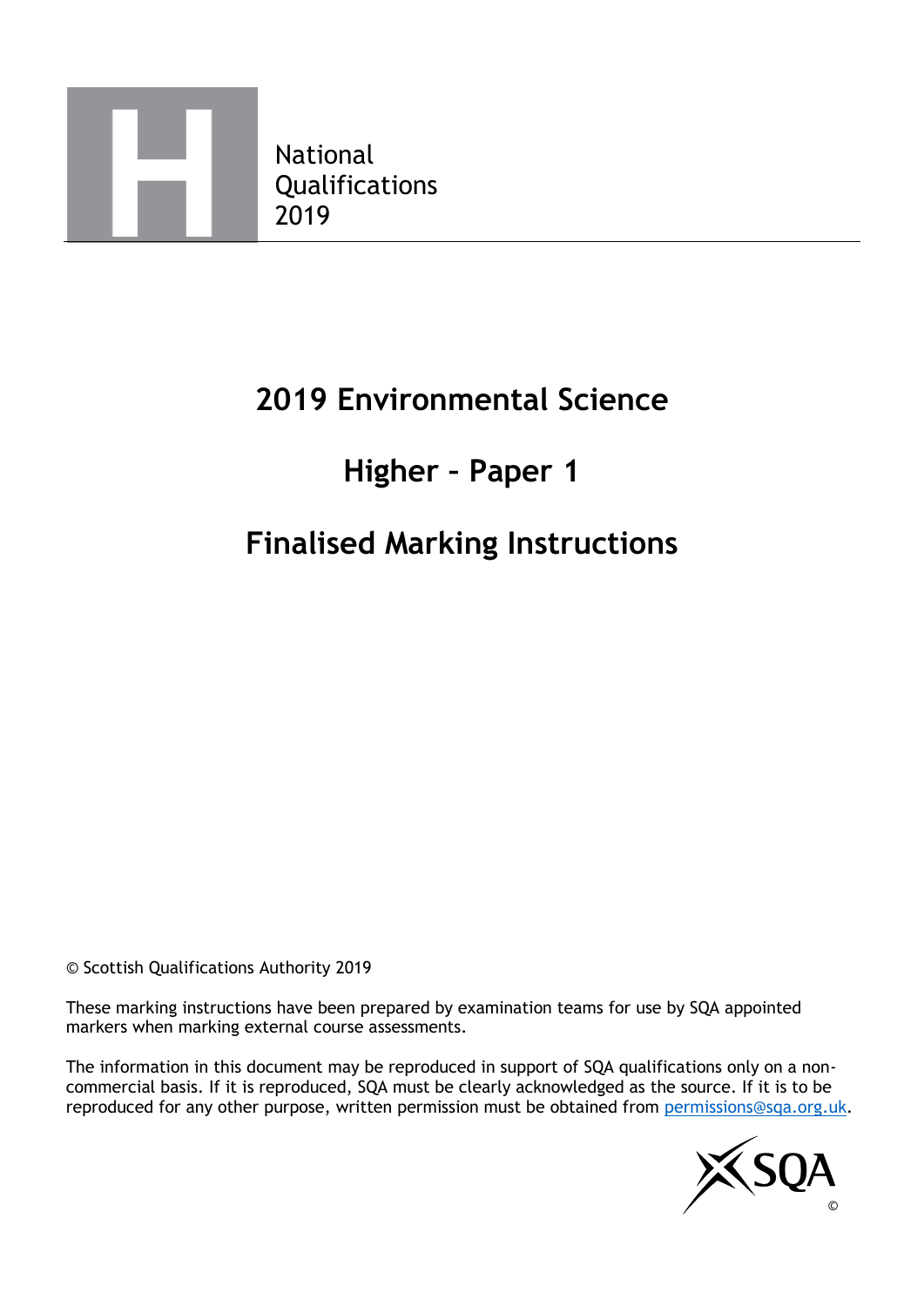National Qualifications 2019

# 2019 Environmental Science

# Higher – Paper 1

# Finalised Marking Instructions

© Scottish Qualifications Authority 2019

These marking instructions have been prepared by examination teams for use by SQA appointed markers when marking external course assessments.

The information in this document may be reproduced in support of SQA qualifications only on a non-commercial basis. If it is reproduced, SQA must be clearly acknowledged as the source. If it is to be reproduced for any other purpose, written permission must be obtained from permissions@sqa.org.uk.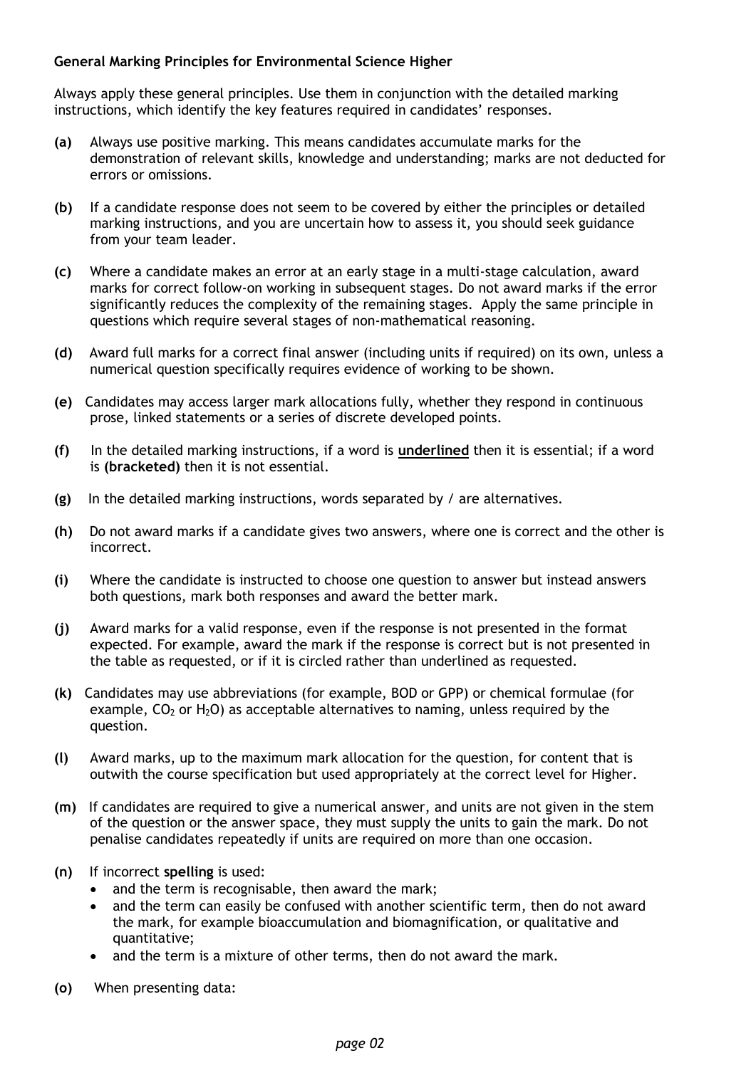**General Marking Principles for Environmental Science Higher**

Always apply these general principles. Use them in conjunction with the detailed marking instructions, which identify the key features required in candidates' responses.

**(a)** Always use positive marking. This means candidates accumulate marks for the demonstration of relevant skills, knowledge and understanding; marks are not deducted for errors or omissions.

**(b)** If a candidate response does not seem to be covered by either the principles or detailed marking instructions, and you are uncertain how to assess it, you should seek guidance from your team leader.

**(c)** Where a candidate makes an error at an early stage in a multi-stage calculation, award marks for correct follow-on working in subsequent stages. Do not award marks if the error significantly reduces the complexity of the remaining stages. Apply the same principle in questions which require several stages of non-mathematical reasoning.

**(d)** Award full marks for a correct final answer (including units if required) on its own, unless a numerical question specifically requires evidence of working to be shown.

**(e)** Candidates may access larger mark allocations fully, whether they respond in continuous prose, linked statements or a series of discrete developed points.

**(f)** In the detailed marking instructions, if a word is **underlined** then it is essential; if a word is **(bracketed)** then it is not essential.

**(g)** In the detailed marking instructions, words separated by / are alternatives.

**(h)** Do not award marks if a candidate gives two answers, where one is correct and the other is incorrect.

**(i)** Where the candidate is instructed to choose one question to answer but instead answers both questions, mark both responses and award the better mark.

**(j)** Award marks for a valid response, even if the response is not presented in the format expected. For example, award the mark if the response is correct but is not presented in the table as requested, or if it is circled rather than underlined as requested.

**(k)** Candidates may use abbreviations (for example, BOD or GPP) or chemical formulae (for example, $CO_2$ or $H_2O$) as acceptable alternatives to naming, unless required by the question.

**(l)** Award marks, up to the maximum mark allocation for the question, for content that is outwith the course specification but used appropriately at the correct level for Higher.

**(m)** If candidates are required to give a numerical answer, and units are not given in the stem of the question or the answer space, they must supply the units to gain the mark. Do not penalise candidates repeatedly if units are required on more than one occasion.

**(n)** If incorrect **spelling** is used:

- and the term is recognisable, then award the mark;
- and the term can easily be confused with another scientific term, then do not award the mark, for example bioaccumulation and biomagnification, or qualitative and quantitative;
- and the term is a mixture of other terms, then do not award the mark.

**(o)** When presenting data: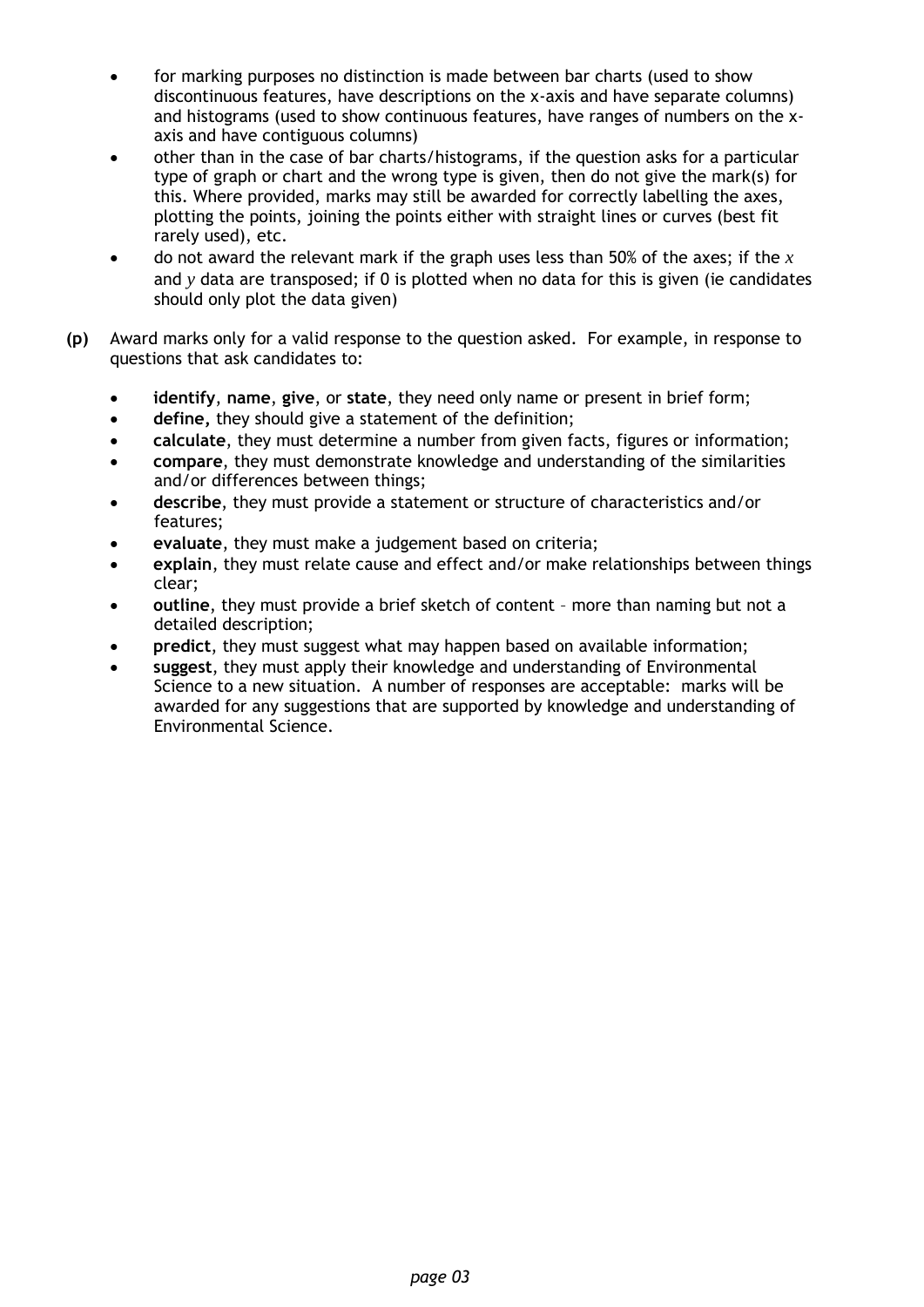- for marking purposes no distinction is made between bar charts (used to show discontinuous features, have descriptions on the x-axis and have separate columns) and histograms (used to show continuous features, have ranges of numbers on the x-axis and have contiguous columns)
- other than in the case of bar charts/histograms, if the question asks for a particular type of graph or chart and the wrong type is given, then do not give the mark(s) for this. Where provided, marks may still be awarded for correctly labelling the axes, plotting the points, joining the points either with straight lines or curves (best fit rarely used), etc.
- do not award the relevant mark if the graph uses less than 50% of the axes; if the $x$ and $y$ data are transposed; if 0 is plotted when no data for this is given (ie candidates should only plot the data given)

**(p)** Award marks only for a valid response to the question asked. For example, in response to questions that ask candidates to:

- **identify**, **name**, **give**, or **state**, they need only name or present in brief form;
- **define,** they should give a statement of the definition;
- **calculate**, they must determine a number from given facts, figures or information;
- **compare**, they must demonstrate knowledge and understanding of the similarities and/or differences between things;
- **describe**, they must provide a statement or structure of characteristics and/or features;
- **evaluate**, they must make a judgement based on criteria;
- **explain**, they must relate cause and effect and/or make relationships between things clear;
- **outline**, they must provide a brief sketch of content – more than naming but not a detailed description;
- **predict**, they must suggest what may happen based on available information;
- **suggest**, they must apply their knowledge and understanding of Environmental Science to a new situation. A number of responses are acceptable: marks will be awarded for any suggestions that are supported by knowledge and understanding of Environmental Science.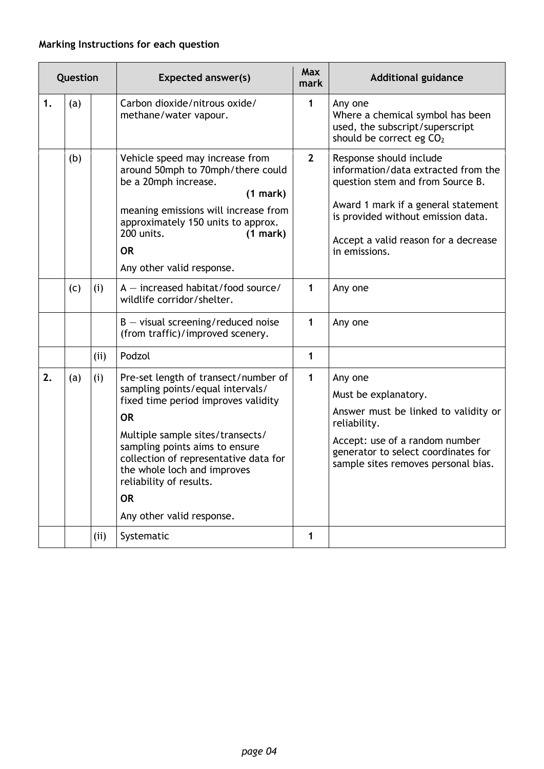**Marking Instructions for each question**

| Question | | | Expected answer(s) | Max mark | Additional guidance |
|---|---|---|---|---|---|
| 1. | (a) | | Carbon dioxide/nitrous oxide/ methane/water vapour. | 1 | Any one<br>Where a chemical symbol has been used, the subscript/superscript should be correct eg $CO_2$ |
| | (b) | | Vehicle speed may increase from around 50mph to 70mph/there could be a 20mph increase. **(1 mark)**<br>meaning emissions will increase from approximately 150 units to approx. 200 units. **(1 mark)**<br>**OR**<br>Any other valid response. | 2 | Response should include information/data extracted from the question stem and from Source B.<br>Award 1 mark if a general statement is provided without emission data.<br>Accept a valid reason for a decrease in emissions. |
| | (c) | (i) | A — increased habitat/food source/ wildlife corridor/shelter. | 1 | Any one |
| | | | B — visual screening/reduced noise (from traffic)/improved scenery. | 1 | Any one |
| | | (ii) | Podzol | 1 | |
| 2. | (a) | (i) | Pre-set length of transect/number of sampling points/equal intervals/ fixed time period improves validity<br>**OR**<br>Multiple sample sites/transects/ sampling points aims to ensure collection of representative data for the whole loch and improves reliability of results.<br>**OR**<br>Any other valid response. | 1 | Any one<br>Must be explanatory.<br>Answer must be linked to validity or reliability.<br>Accept: use of a random number generator to select coordinates for sample sites removes personal bias. |
| | | (ii) | Systematic | 1 | |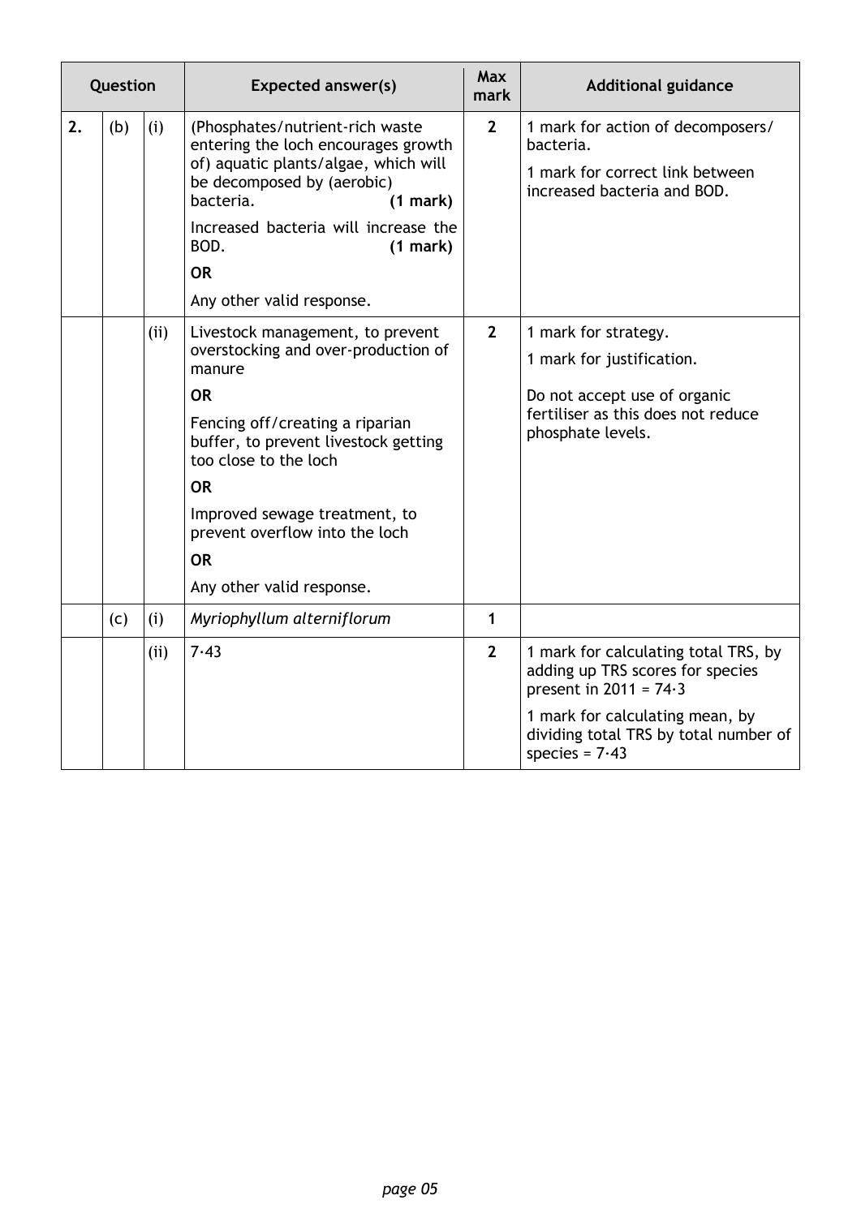| Question | | | Expected answer(s) | Max mark | Additional guidance |
|---|---|---|---|---|---|
| 2. | (b) | (i) | (Phosphates/nutrient-rich waste entering the loch encourages growth of) aquatic plants/algae, which will be decomposed by (aerobic) bacteria. **(1 mark)**<br><br>Increased bacteria will increase the BOD. **(1 mark)**<br><br>**OR**<br><br>Any other valid response. | **2** | 1 mark for action of decomposers/ bacteria.<br><br>1 mark for correct link between increased bacteria and BOD. |
| | | (ii) | Livestock management, to prevent overstocking and over-production of manure<br><br>**OR**<br><br>Fencing off/creating a riparian buffer, to prevent livestock getting too close to the loch<br><br>**OR**<br><br>Improved sewage treatment, to prevent overflow into the loch<br><br>**OR**<br><br>Any other valid response. | **2** | 1 mark for strategy.<br><br>1 mark for justification.<br><br>Do not accept use of organic fertiliser as this does not reduce phosphate levels. |
| | (c) | (i) | *Myriophyllum alterniflorum* | **1** | |
| | | (ii) | 7·43 | **2** | 1 mark for calculating total TRS, by adding up TRS scores for species present in 2011 = 74·3<br><br>1 mark for calculating mean, by dividing total TRS by total number of species = 7·43 |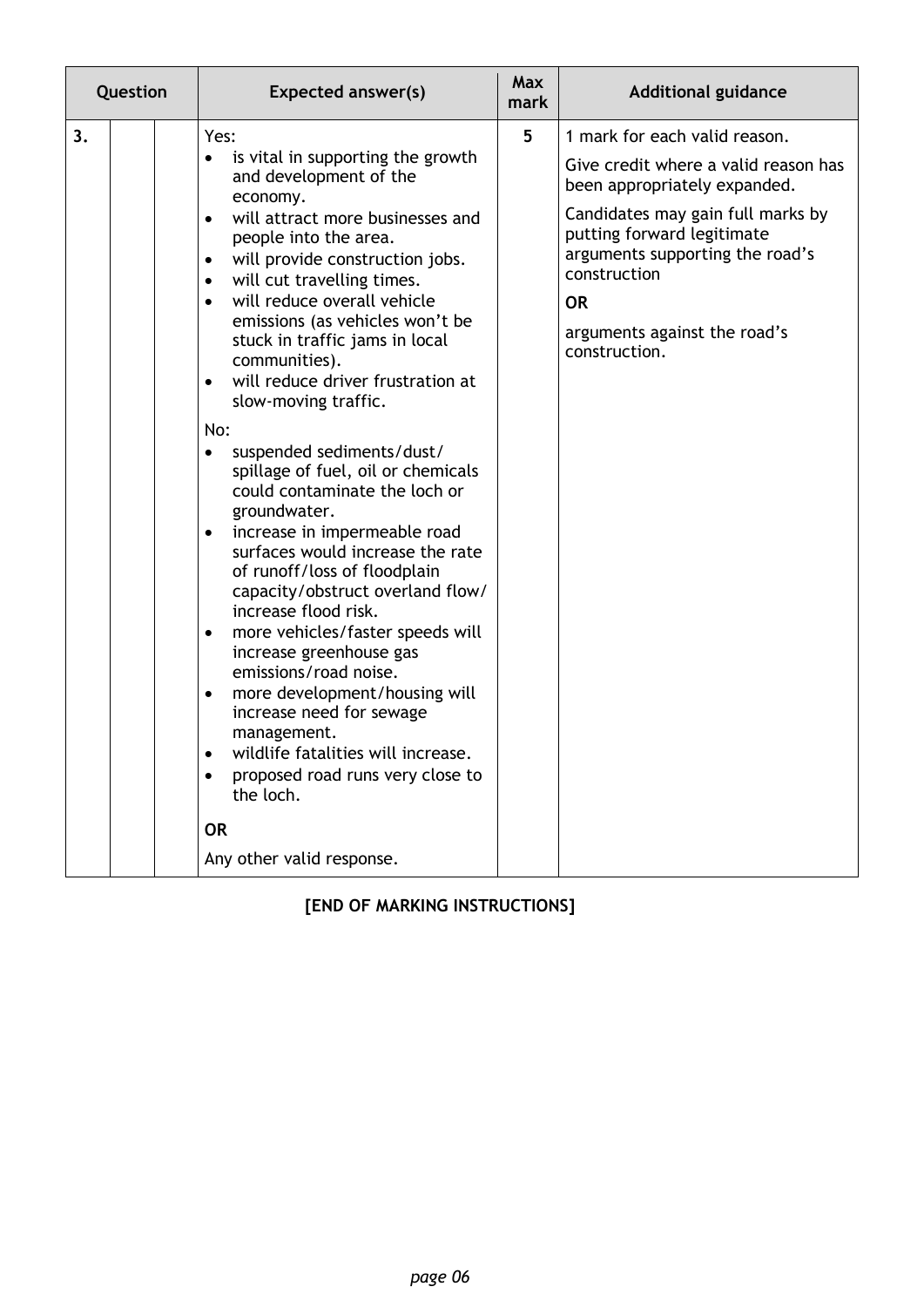| Question | | | Expected answer(s) | Max mark | Additional guidance |
|---|---|---|---|---|---|
| 3. | | | Yes:<br>• is vital in supporting the growth and development of the economy.<br>• will attract more businesses and people into the area.<br>• will provide construction jobs.<br>• will cut travelling times.<br>• will reduce overall vehicle emissions (as vehicles won't be stuck in traffic jams in local communities).<br>• will reduce driver frustration at slow-moving traffic.<br><br>No:<br>• suspended sediments/dust/ spillage of fuel, oil or chemicals could contaminate the loch or groundwater.<br>• increase in impermeable road surfaces would increase the rate of runoff/loss of floodplain capacity/obstruct overland flow/ increase flood risk.<br>• more vehicles/faster speeds will increase greenhouse gas emissions/road noise.<br>• more development/housing will increase need for sewage management.<br>• wildlife fatalities will increase.<br>• proposed road runs very close to the loch.<br><br>**OR**<br><br>Any other valid response. | 5 | 1 mark for each valid reason.<br><br>Give credit where a valid reason has been appropriately expanded.<br><br>Candidates may gain full marks by putting forward legitimate arguments supporting the road's construction<br><br>**OR**<br><br>arguments against the road's construction. |

**[END OF MARKING INSTRUCTIONS]**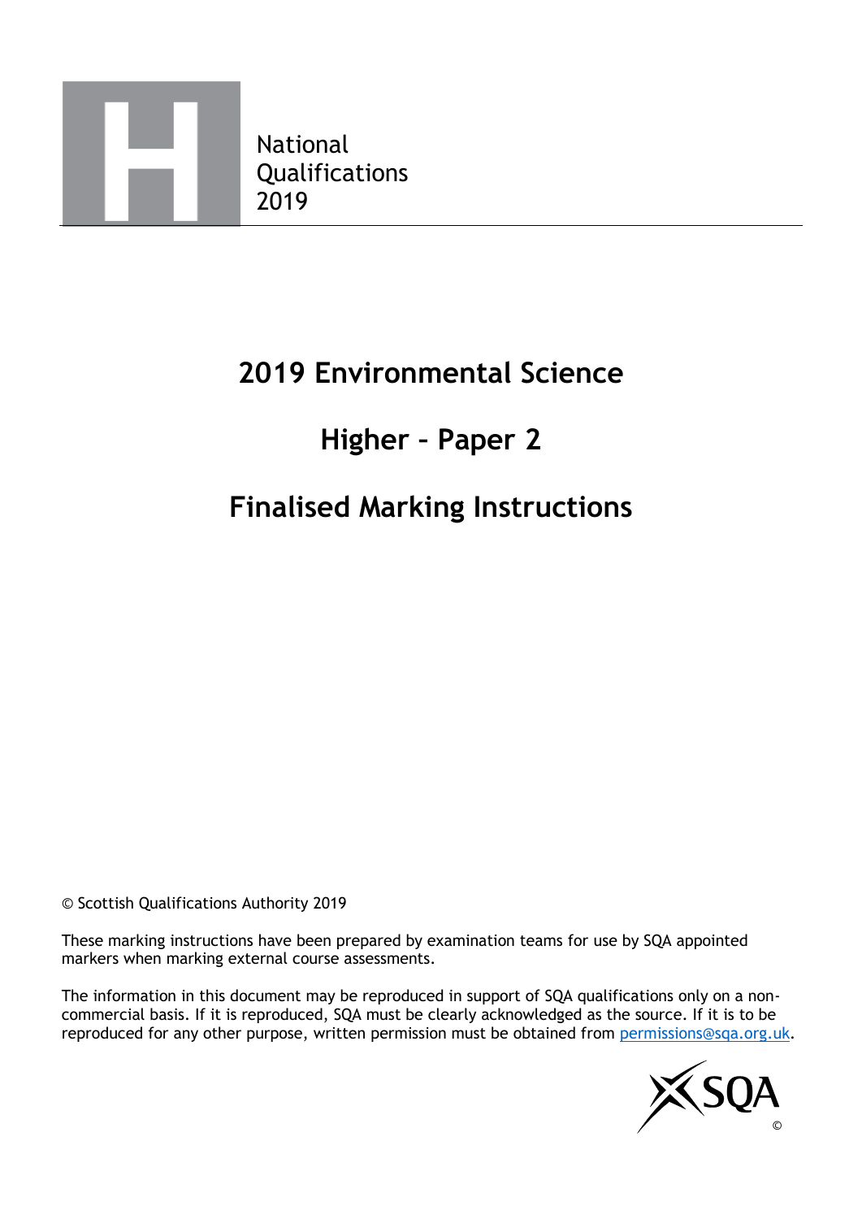# 2019 Environmental Science

# Higher – Paper 2

# Finalised Marking Instructions

© Scottish Qualifications Authority 2019

These marking instructions have been prepared by examination teams for use by SQA appointed markers when marking external course assessments.

The information in this document may be reproduced in support of SQA qualifications only on a non-commercial basis. If it is reproduced, SQA must be clearly acknowledged as the source. If it is to be reproduced for any other purpose, written permission must be obtained from permissions@sqa.org.uk.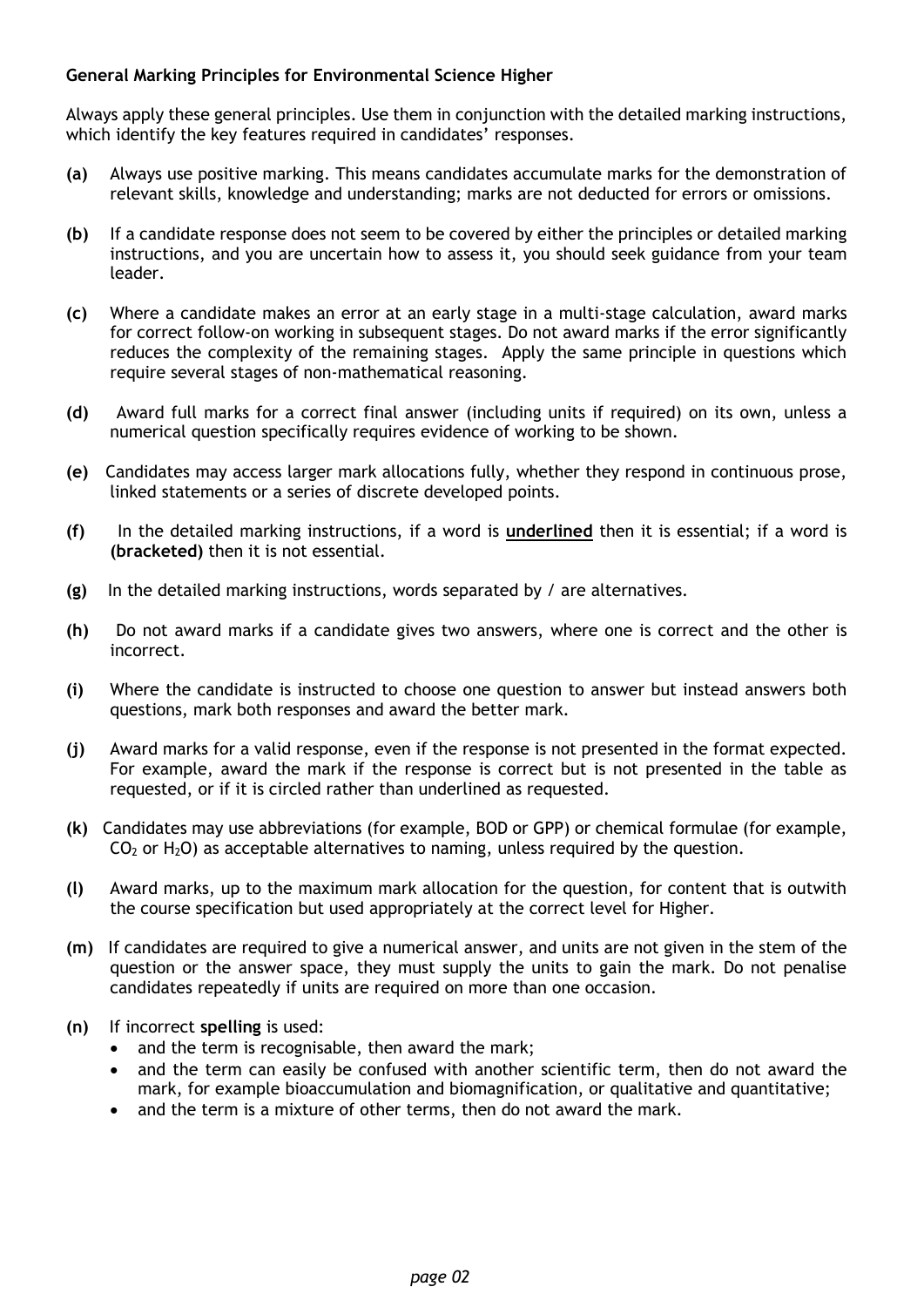**General Marking Principles for Environmental Science Higher**

Always apply these general principles. Use them in conjunction with the detailed marking instructions, which identify the key features required in candidates' responses.

**(a)** Always use positive marking. This means candidates accumulate marks for the demonstration of relevant skills, knowledge and understanding; marks are not deducted for errors or omissions.

**(b)** If a candidate response does not seem to be covered by either the principles or detailed marking instructions, and you are uncertain how to assess it, you should seek guidance from your team leader.

**(c)** Where a candidate makes an error at an early stage in a multi-stage calculation, award marks for correct follow-on working in subsequent stages. Do not award marks if the error significantly reduces the complexity of the remaining stages. Apply the same principle in questions which require several stages of non-mathematical reasoning.

**(d)** Award full marks for a correct final answer (including units if required) on its own, unless a numerical question specifically requires evidence of working to be shown.

**(e)** Candidates may access larger mark allocations fully, whether they respond in continuous prose, linked statements or a series of discrete developed points.

**(f)** In the detailed marking instructions, if a word is **underlined** then it is essential; if a word is **(bracketed)** then it is not essential.

**(g)** In the detailed marking instructions, words separated by / are alternatives.

**(h)** Do not award marks if a candidate gives two answers, where one is correct and the other is incorrect.

**(i)** Where the candidate is instructed to choose one question to answer but instead answers both questions, mark both responses and award the better mark.

**(j)** Award marks for a valid response, even if the response is not presented in the format expected. For example, award the mark if the response is correct but is not presented in the table as requested, or if it is circled rather than underlined as requested.

**(k)** Candidates may use abbreviations (for example, BOD or GPP) or chemical formulae (for example, $CO_2$ or $H_2O$) as acceptable alternatives to naming, unless required by the question.

**(l)** Award marks, up to the maximum mark allocation for the question, for content that is outwith the course specification but used appropriately at the correct level for Higher.

**(m)** If candidates are required to give a numerical answer, and units are not given in the stem of the question or the answer space, they must supply the units to gain the mark. Do not penalise candidates repeatedly if units are required on more than one occasion.

**(n)** If incorrect **spelling** is used:

- and the term is recognisable, then award the mark;
- and the term can easily be confused with another scientific term, then do not award the mark, for example bioaccumulation and biomagnification, or qualitative and quantitative;
- and the term is a mixture of other terms, then do not award the mark.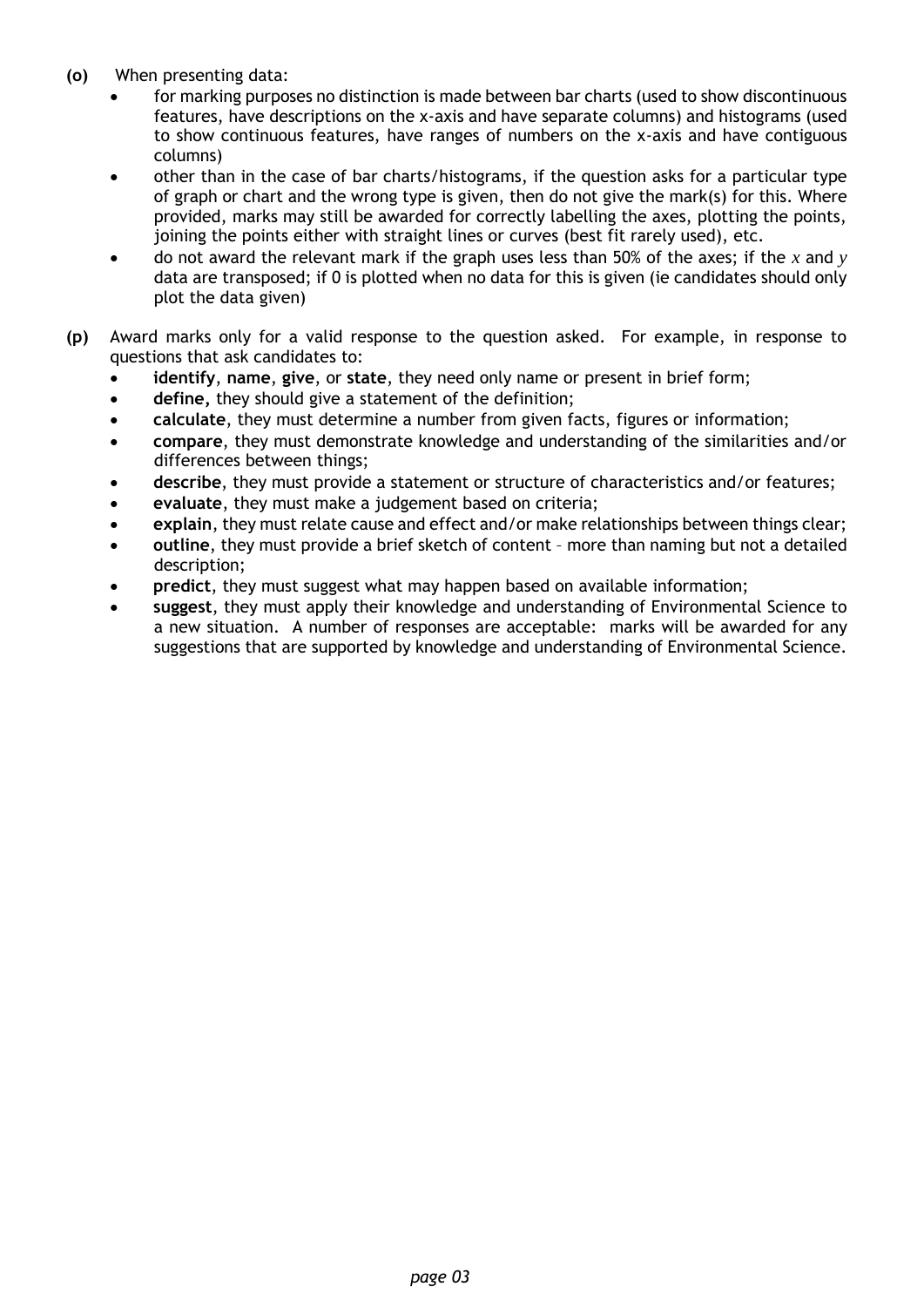**(o)** When presenting data:

- for marking purposes no distinction is made between bar charts (used to show discontinuous features, have descriptions on the x-axis and have separate columns) and histograms (used to show continuous features, have ranges of numbers on the x-axis and have contiguous columns)
- other than in the case of bar charts/histograms, if the question asks for a particular type of graph or chart and the wrong type is given, then do not give the mark(s) for this. Where provided, marks may still be awarded for correctly labelling the axes, plotting the points, joining the points either with straight lines or curves (best fit rarely used), etc.
- do not award the relevant mark if the graph uses less than 50% of the axes; if the $x$ and $y$ data are transposed; if 0 is plotted when no data for this is given (ie candidates should only plot the data given)

**(p)** Award marks only for a valid response to the question asked. For example, in response to questions that ask candidates to:

- **identify**, **name**, **give**, or **state**, they need only name or present in brief form;
- **define,** they should give a statement of the definition;
- **calculate**, they must determine a number from given facts, figures or information;
- **compare**, they must demonstrate knowledge and understanding of the similarities and/or differences between things;
- **describe**, they must provide a statement or structure of characteristics and/or features;
- **evaluate**, they must make a judgement based on criteria;
- **explain**, they must relate cause and effect and/or make relationships between things clear;
- **outline**, they must provide a brief sketch of content – more than naming but not a detailed description;
- **predict**, they must suggest what may happen based on available information;
- **suggest**, they must apply their knowledge and understanding of Environmental Science to a new situation. A number of responses are acceptable: marks will be awarded for any suggestions that are supported by knowledge and understanding of Environmental Science.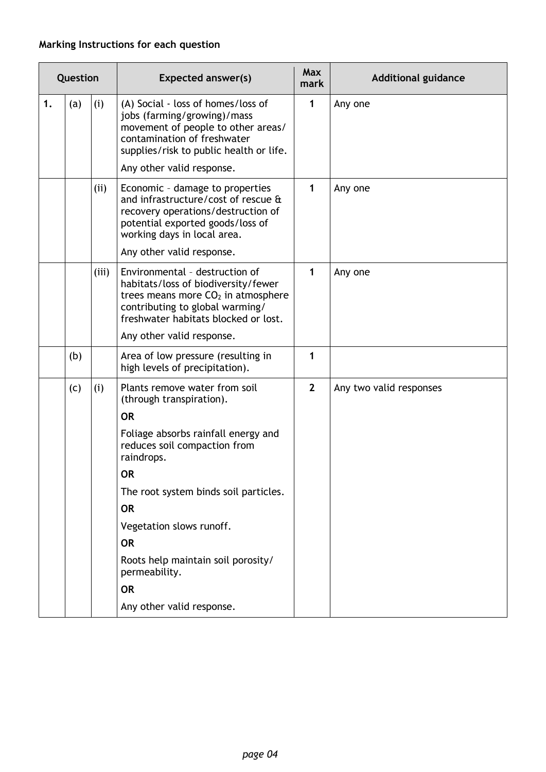**Marking Instructions for each question**

| Question | | | Expected answer(s) | Max mark | Additional guidance |
|---|---|---|---|---|---|
| 1. | (a) | (i) | (A) Social - loss of homes/loss of jobs (farming/growing)/mass movement of people to other areas/ contamination of freshwater supplies/risk to public health or life.<br><br>Any other valid response. | 1 | Any one |
| | | (ii) | Economic – damage to properties and infrastructure/cost of rescue & recovery operations/destruction of potential exported goods/loss of working days in local area.<br><br>Any other valid response. | 1 | Any one |
| | | (iii) | Environmental – destruction of habitats/loss of biodiversity/fewer trees means more $CO_2$ in atmosphere contributing to global warming/ freshwater habitats blocked or lost.<br><br>Any other valid response. | 1 | Any one |
| | (b) | | Area of low pressure (resulting in high levels of precipitation). | 1 | |
| | (c) | (i) | Plants remove water from soil (through transpiration).<br><br>**OR**<br><br>Foliage absorbs rainfall energy and reduces soil compaction from raindrops.<br><br>**OR**<br><br>The root system binds soil particles.<br><br>**OR**<br><br>Vegetation slows runoff.<br><br>**OR**<br><br>Roots help maintain soil porosity/ permeability.<br><br>**OR**<br><br>Any other valid response. | 2 | Any two valid responses |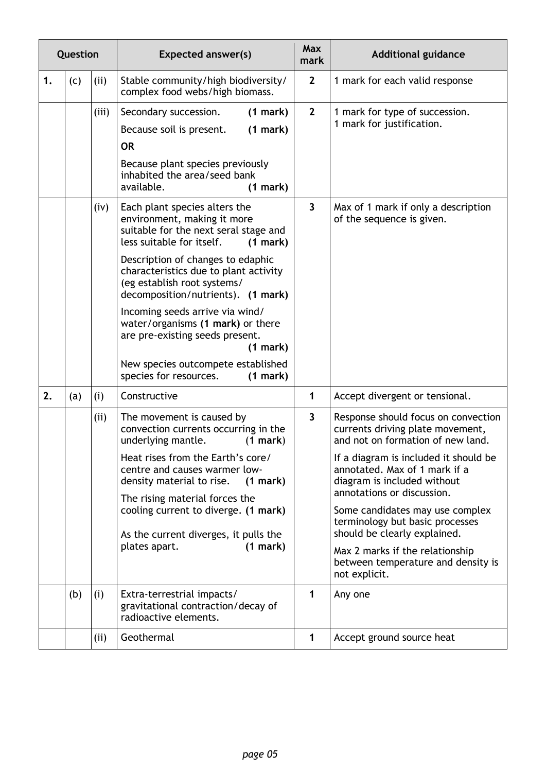| Question | | | Expected answer(s) | Max mark | Additional guidance |
|---|---|---|---|---|---|
| 1. | (c) | (ii) | Stable community/high biodiversity/complex food webs/high biomass. | 2 | 1 mark for each valid response |
| | | (iii) | Secondary succession. **(1 mark)**<br><br>Because soil is present. **(1 mark)**<br><br>**OR**<br><br>Because plant species previously inhabited the area/seed bank available. **(1 mark)** | 2 | 1 mark for type of succession.<br>1 mark for justification. |
| | | (iv) | Each plant species alters the environment, making it more suitable for the next seral stage and less suitable for itself. **(1 mark)**<br><br>Description of changes to edaphic characteristics due to plant activity (eg establish root systems/decomposition/nutrients). **(1 mark)**<br><br>Incoming seeds arrive via wind/water/organisms **(1 mark)** or there are pre-existing seeds present. **(1 mark)**<br><br>New species outcompete established species for resources. **(1 mark)** | 3 | Max of 1 mark if only a description of the sequence is given. |
| 2. | (a) | (i) | Constructive | 1 | Accept divergent or tensional. |
| | | (ii) | The movement is caused by convection currents occurring in the underlying mantle. **(1 mark)**<br><br>Heat rises from the Earth's core/centre and causes warmer low-density material to rise. **(1 mark)**<br><br>The rising material forces the cooling current to diverge. **(1 mark)**<br><br>As the current diverges, it pulls the plates apart. **(1 mark)** | 3 | Response should focus on convection currents driving plate movement, and not on formation of new land.<br><br>If a diagram is included it should be annotated. Max of 1 mark if a diagram is included without annotations or discussion.<br><br>Some candidates may use complex terminology but basic processes should be clearly explained.<br><br>Max 2 marks if the relationship between temperature and density is not explicit. |
| | (b) | (i) | Extra-terrestrial impacts/gravitational contraction/decay of radioactive elements. | 1 | Any one |
| | | (ii) | Geothermal | 1 | Accept ground source heat |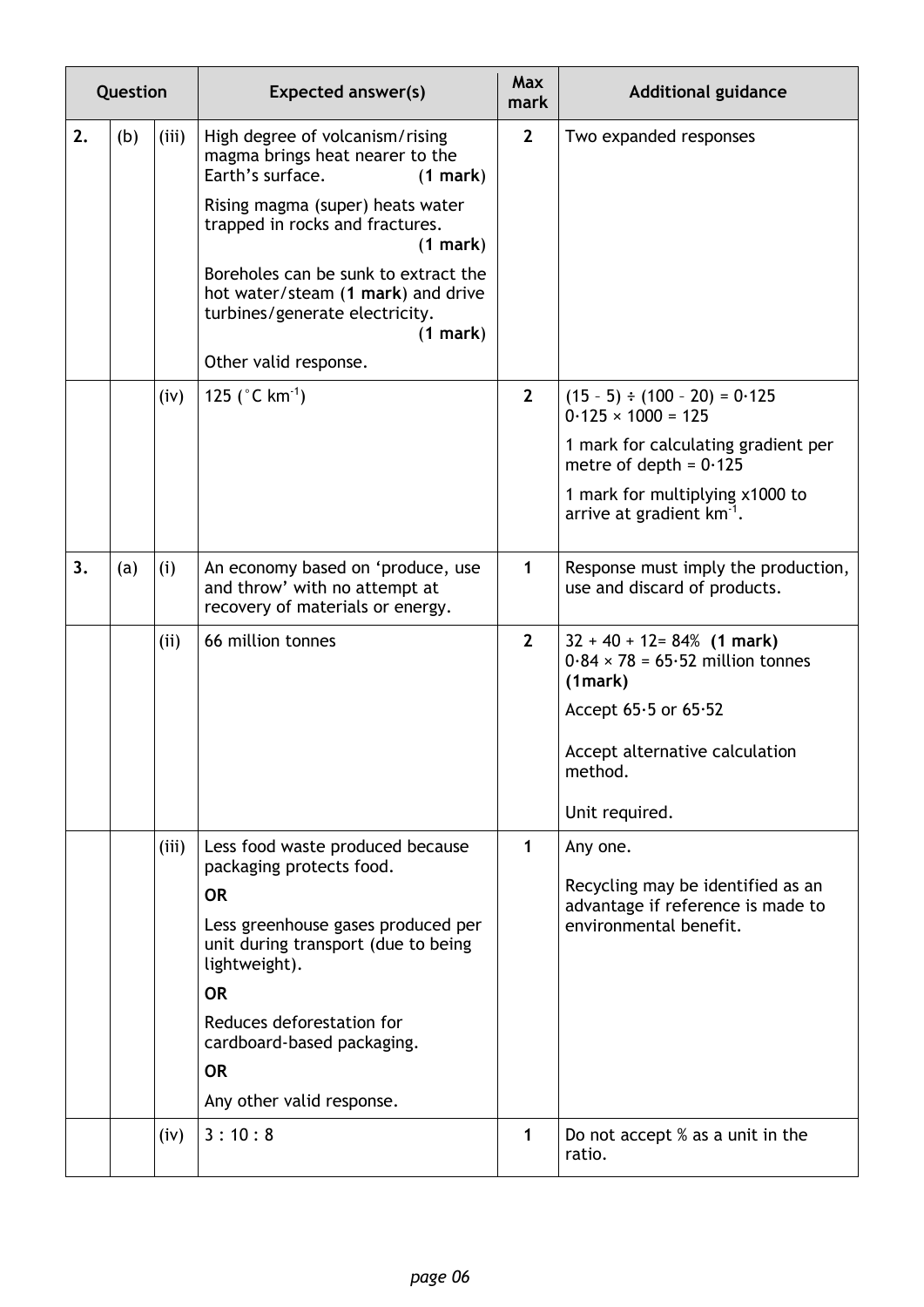| Question | | | Expected answer(s) | Max mark | Additional guidance |
|---|---|---|---|---|---|
| 2. | (b) | (iii) | High degree of volcanism/rising magma brings heat nearer to the Earth's surface. (**1 mark**)<br><br>Rising magma (super) heats water trapped in rocks and fractures. (**1 mark**)<br><br>Boreholes can be sunk to extract the hot water/steam (**1 mark**) and drive turbines/generate electricity. (**1 mark**)<br><br>Other valid response. | 2 | Two expanded responses |
| | | (iv) | 125 (°C $km^{-1}$) | 2 | $(15 – 5) \div (100 – 20) = 0{\cdot}125$<br>$0{\cdot}125 \times 1000 = 125$<br><br>1 mark for calculating gradient per metre of depth = 0·125<br><br>1 mark for multiplying x1000 to arrive at gradient $km^{-1}$. |
| 3. | (a) | (i) | An economy based on 'produce, use and throw' with no attempt at recovery of materials or energy. | 1 | Response must imply the production, use and discard of products. |
| | | (ii) | 66 million tonnes | 2 | 32 + 40 + 12= 84% **(1 mark)**<br>$0{\cdot}84 \times 78 = 65{\cdot}52$ million tonnes **(1mark)**<br><br>Accept 65·5 or 65·52<br><br>Accept alternative calculation method.<br><br>Unit required. |
| | | (iii) | Less food waste produced because packaging protects food.<br><br>**OR**<br><br>Less greenhouse gases produced per unit during transport (due to being lightweight).<br><br>**OR**<br><br>Reduces deforestation for cardboard-based packaging.<br><br>**OR**<br><br>Any other valid response. | 1 | Any one.<br><br>Recycling may be identified as an advantage if reference is made to environmental benefit. |
| | | (iv) | 3 : 10 : 8 | 1 | Do not accept % as a unit in the ratio. |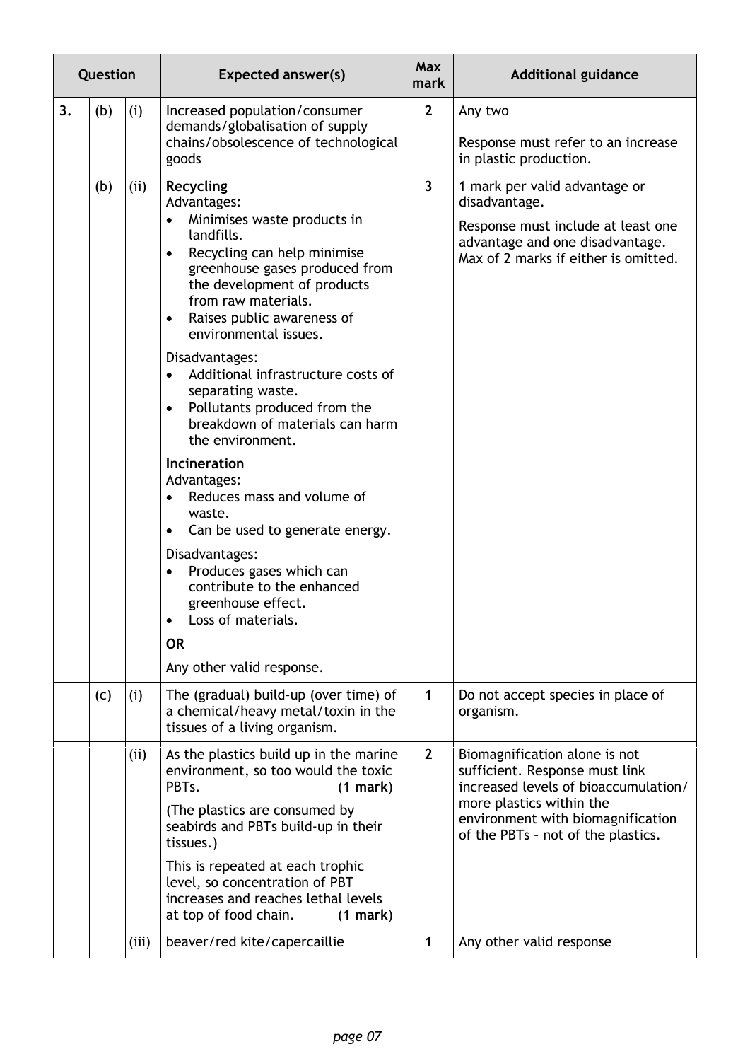| Question | | | Expected answer(s) | Max mark | Additional guidance |
|---|---|---|---|---|---|
| 3. | (b) | (i) | Increased population/consumer demands/globalisation of supply chains/obsolescence of technological goods | 2 | Any two<br><br>Response must refer to an increase in plastic production. |
| | (b) | (ii) | **Recycling**<br>Advantages:<br>• Minimises waste products in landfills.<br>• Recycling can help minimise greenhouse gases produced from the development of products from raw materials.<br>• Raises public awareness of environmental issues.<br><br>Disadvantages:<br>• Additional infrastructure costs of separating waste.<br>• Pollutants produced from the breakdown of materials can harm the environment.<br><br>**Incineration**<br>Advantages:<br>• Reduces mass and volume of waste.<br>• Can be used to generate energy.<br><br>Disadvantages:<br>• Produces gases which can contribute to the enhanced greenhouse effect.<br>• Loss of materials.<br><br>**OR**<br><br>Any other valid response. | 3 | 1 mark per valid advantage or disadvantage.<br><br>Response must include at least one advantage and one disadvantage. Max of 2 marks if either is omitted. |
| | (c) | (i) | The (gradual) build-up (over time) of a chemical/heavy metal/toxin in the tissues of a living organism. | 1 | Do not accept species in place of organism. |
| | | (ii) | As the plastics build up in the marine environment, so too would the toxic PBTs. **(1 mark)**<br><br>(The plastics are consumed by seabirds and PBTs build-up in their tissues.)<br><br>This is repeated at each trophic level, so concentration of PBT increases and reaches lethal levels at top of food chain. **(1 mark)** | 2 | Biomagnification alone is not sufficient. Response must link increased levels of bioaccumulation/ more plastics within the environment with biomagnification of the PBTs – not of the plastics. |
| | | (iii) | beaver/red kite/capercaillie | 1 | Any other valid response |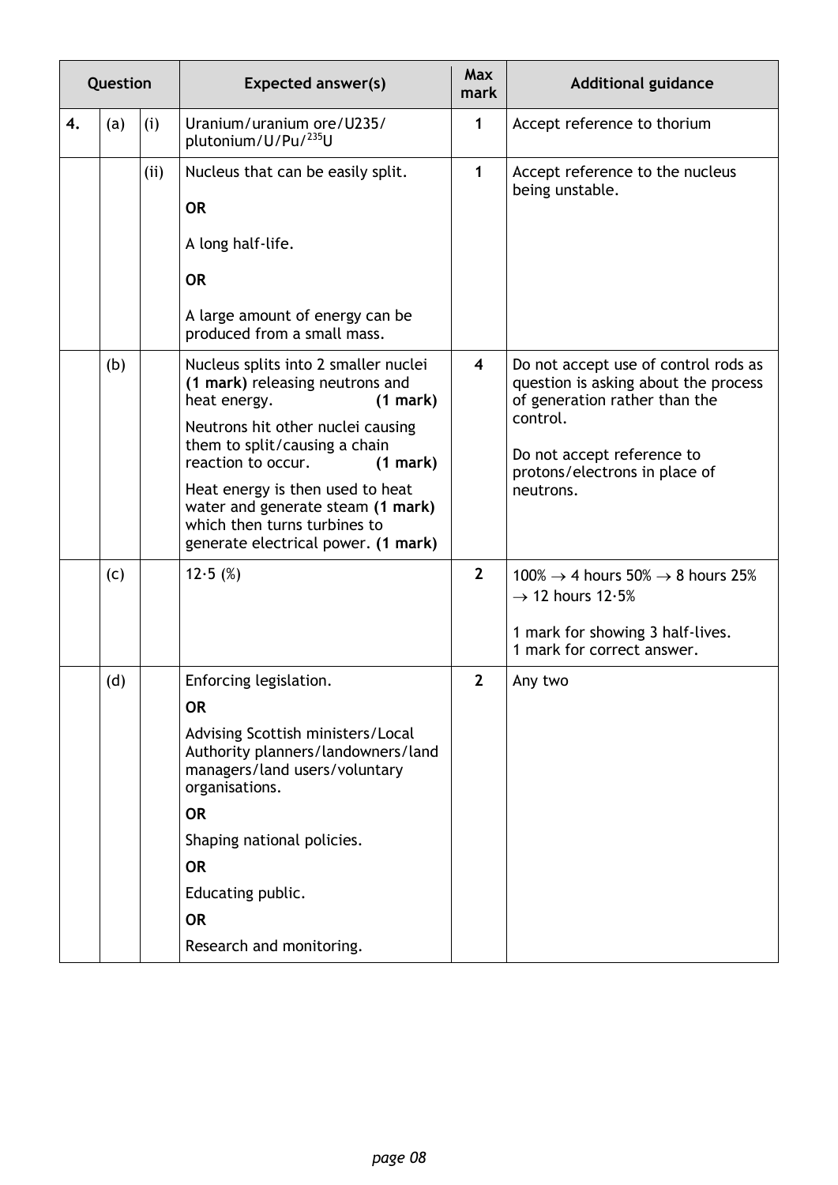| Question | | | Expected answer(s) | Max mark | Additional guidance |
|---|---|---|---|---|---|
| 4. | (a) | (i) | Uranium/uranium ore/U235/ plutonium/U/Pu/$^{235}$U | 1 | Accept reference to thorium |
| | | (ii) | Nucleus that can be easily split.<br><br>**OR**<br><br>A long half-life.<br><br>**OR**<br><br>A large amount of energy can be produced from a small mass. | 1 | Accept reference to the nucleus being unstable. |
| | (b) | | Nucleus splits into 2 smaller nuclei **(1 mark)** releasing neutrons and heat energy. **(1 mark)**<br><br>Neutrons hit other nuclei causing them to split/causing a chain reaction to occur. **(1 mark)**<br><br>Heat energy is then used to heat water and generate steam **(1 mark)** which then turns turbines to generate electrical power. **(1 mark)** | 4 | Do not accept use of control rods as question is asking about the process of generation rather than the control.<br><br>Do not accept reference to protons/electrons in place of neutrons. |
| | (c) | | 12·5 (%) | 2 | 100% $\rightarrow$ 4 hours 50% $\rightarrow$ 8 hours 25% $\rightarrow$ 12 hours 12·5%<br><br>1 mark for showing 3 half-lives.<br>1 mark for correct answer. |
| | (d) | | Enforcing legislation.<br><br>**OR**<br><br>Advising Scottish ministers/Local Authority planners/landowners/land managers/land users/voluntary organisations.<br><br>**OR**<br><br>Shaping national policies.<br><br>**OR**<br><br>Educating public.<br><br>**OR**<br><br>Research and monitoring. | 2 | Any two |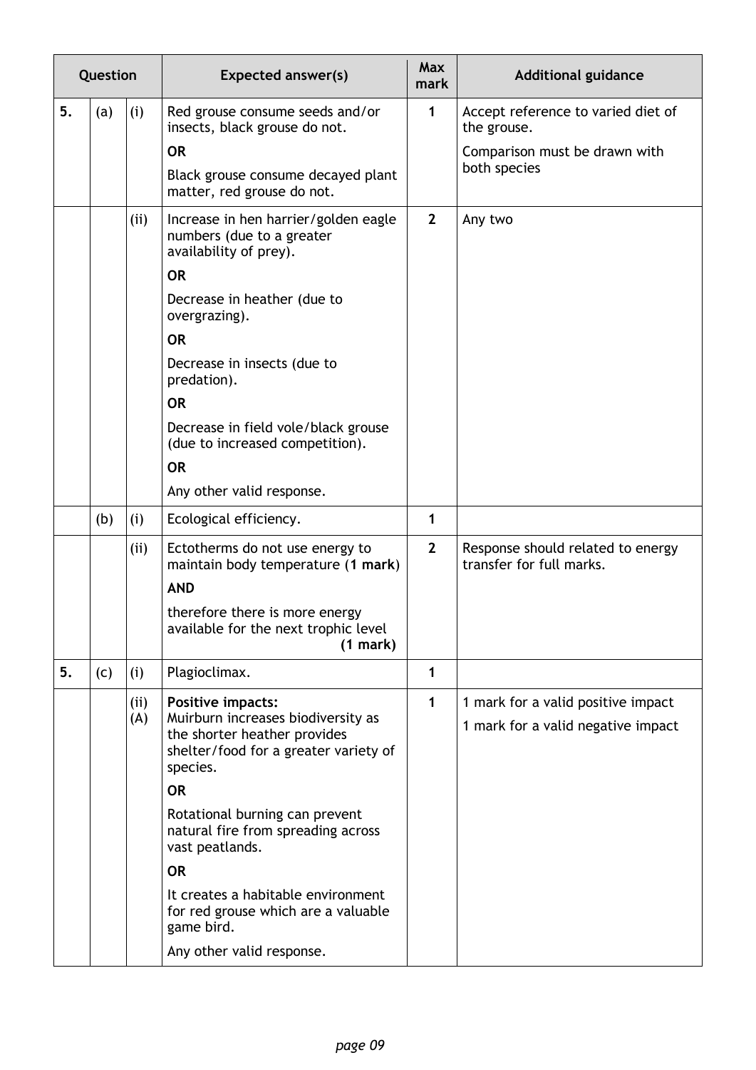| Question | | | Expected answer(s) | Max mark | Additional guidance |
|---|---|---|---|---|---|
| 5. | (a) | (i) | Red grouse consume seeds and/or insects, black grouse do not.<br><br>**OR**<br><br>Black grouse consume decayed plant matter, red grouse do not. | 1 | Accept reference to varied diet of the grouse.<br><br>Comparison must be drawn with both species |
| | | (ii) | Increase in hen harrier/golden eagle numbers (due to a greater availability of prey).<br><br>**OR**<br><br>Decrease in heather (due to overgrazing).<br><br>**OR**<br><br>Decrease in insects (due to predation).<br><br>**OR**<br><br>Decrease in field vole/black grouse (due to increased competition).<br><br>**OR**<br><br>Any other valid response. | 2 | Any two |
| | (b) | (i) | Ecological efficiency. | 1 | |
| | | (ii) | Ectotherms do not use energy to maintain body temperature (**1 mark**)<br><br>**AND**<br><br>therefore there is more energy available for the next trophic level (**1 mark**) | 2 | Response should related to energy transfer for full marks. |
| 5. | (c) | (i) | Plagioclimax. | 1 | |
| | | (ii) (A) | **Positive impacts:**<br>Muirburn increases biodiversity as the shorter heather provides shelter/food for a greater variety of species.<br><br>**OR**<br><br>Rotational burning can prevent natural fire from spreading across vast peatlands.<br><br>**OR**<br><br>It creates a habitable environment for red grouse which are a valuable game bird.<br><br>Any other valid response. | 1 | 1 mark for a valid positive impact<br><br>1 mark for a valid negative impact |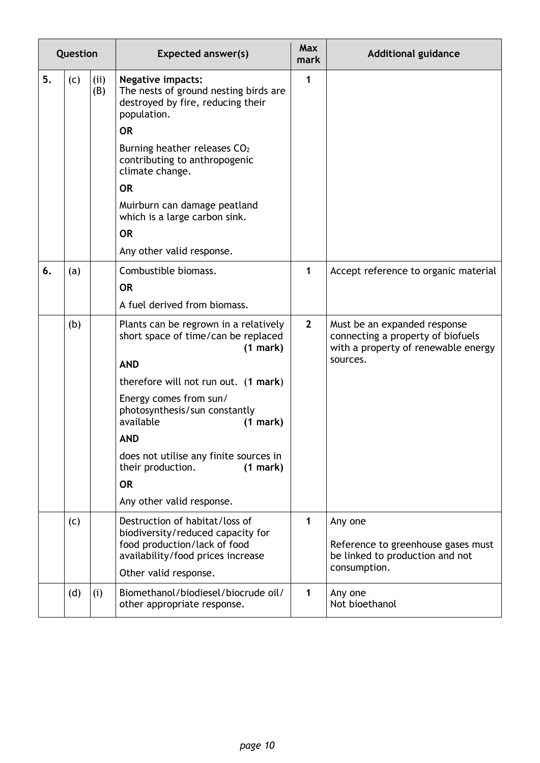| Question | | | Expected answer(s) | Max mark | Additional guidance |
|---|---|---|---|---|---|
| 5. | (c) | (ii) (B) | **Negative impacts:** The nests of ground nesting birds are destroyed by fire, reducing their population. **OR** Burning heather releases $CO_2$ contributing to anthropogenic climate change. **OR** Muirburn can damage peatland which is a large carbon sink. **OR** Any other valid response. | 1 | |
| 6. | (a) | | Combustible biomass. **OR** A fuel derived from biomass. | 1 | Accept reference to organic material |
| | (b) | | Plants can be regrown in a relatively short space of time/can be replaced **(1 mark)** **AND** therefore will not run out. (**1 mark**) Energy comes from sun/ photosynthesis/sun constantly available **(1 mark)** **AND** does not utilise any finite sources in their production. **(1 mark)** **OR** Any other valid response. | **2** | Must be an expanded response connecting a property of biofuels with a property of renewable energy sources. |
| | (c) | | Destruction of habitat/loss of biodiversity/reduced capacity for food production/lack of food availability/food prices increase Other valid response. | 1 | Any one Reference to greenhouse gases must be linked to production and not consumption. |
| | (d) | (i) | Biomethanol/biodiesel/biocrude oil/ other appropriate response. | 1 | Any one Not bioethanol |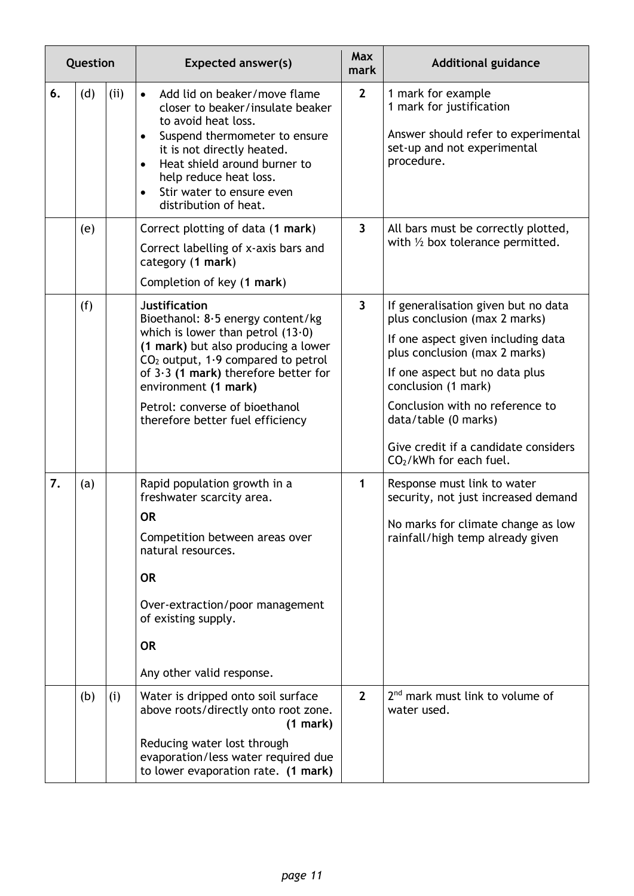| Question | | | Expected answer(s) | Max mark | Additional guidance |
|---|---|---|---|---|---|
| 6. | (d) | (ii) | • Add lid on beaker/move flame closer to beaker/insulate beaker to avoid heat loss.<br>• Suspend thermometer to ensure it is not directly heated.<br>• Heat shield around burner to help reduce heat loss.<br>• Stir water to ensure even distribution of heat. | 2 | 1 mark for example<br>1 mark for justification<br><br>Answer should refer to experimental set-up and not experimental procedure. |
| | (e) | | Correct plotting of data (**1 mark**)<br><br>Correct labelling of x-axis bars and category (**1 mark**)<br><br>Completion of key (**1 mark**) | 3 | All bars must be correctly plotted, with ½ box tolerance permitted. |
| | (f) | | **Justification**<br>Bioethanol: 8·5 energy content/kg which is lower than petrol (13·0) **(1 mark)** but also producing a lower $CO_2$ output, 1·9 compared to petrol of 3·3 **(1 mark)** therefore better for environment **(1 mark)**<br><br>Petrol: converse of bioethanol therefore better fuel efficiency | 3 | If generalisation given but no data plus conclusion (max 2 marks)<br><br>If one aspect given including data plus conclusion (max 2 marks)<br><br>If one aspect but no data plus conclusion (1 mark)<br><br>Conclusion with no reference to data/table (0 marks)<br><br>Give credit if a candidate considers $CO_2$/kWh for each fuel. |
| 7. | (a) | | Rapid population growth in a freshwater scarcity area.<br><br>**OR**<br><br>Competition between areas over natural resources.<br><br>**OR**<br><br>Over-extraction/poor management of existing supply.<br><br>**OR**<br><br>Any other valid response. | 1 | Response must link to water security, not just increased demand<br><br>No marks for climate change as low rainfall/high temp already given |
| | (b) | (i) | Water is dripped onto soil surface above roots/directly onto root zone. **(1 mark)**<br><br>Reducing water lost through evaporation/less water required due to lower evaporation rate. **(1 mark)** | 2 | 2nd mark must link to volume of water used. |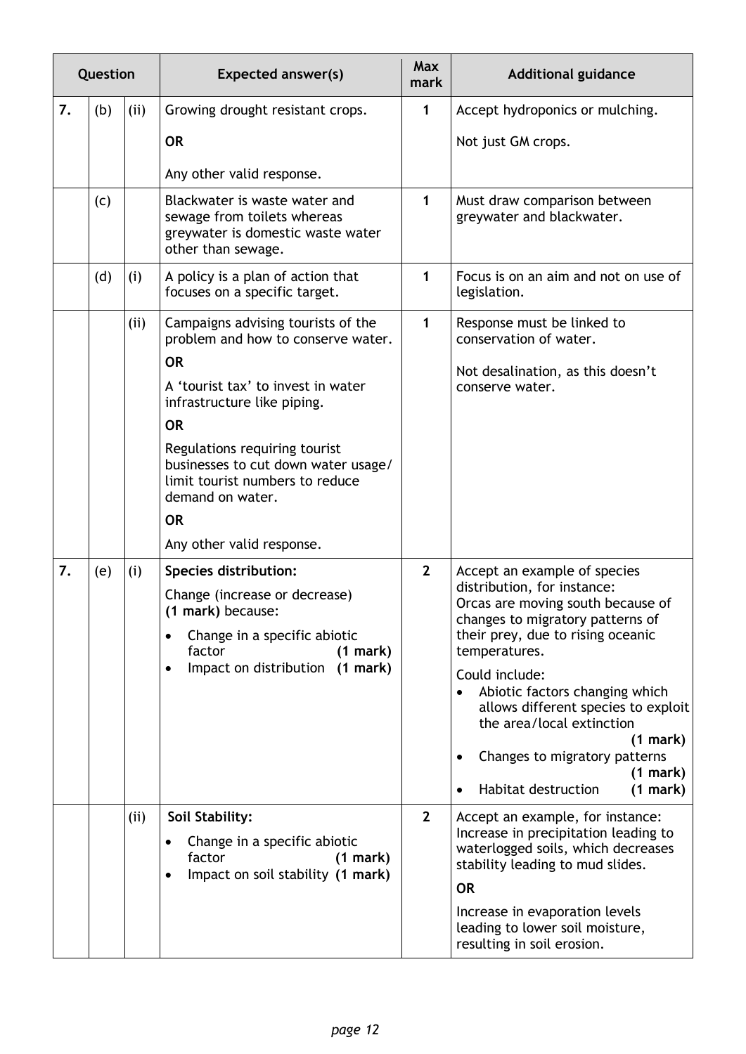| Question | | | Expected answer(s) | Max mark | Additional guidance |
|---|---|---|---|---|---|
| 7. | (b) | (ii) | Growing drought resistant crops.<br><br>**OR**<br><br>Any other valid response. | 1 | Accept hydroponics or mulching.<br><br>Not just GM crops. |
| | (c) | | Blackwater is waste water and sewage from toilets whereas greywater is domestic waste water other than sewage. | 1 | Must draw comparison between greywater and blackwater. |
| | (d) | (i) | A policy is a plan of action that focuses on a specific target. | 1 | Focus is on an aim and not on use of legislation. |
| | | (ii) | Campaigns advising tourists of the problem and how to conserve water.<br><br>**OR**<br><br>A 'tourist tax' to invest in water infrastructure like piping.<br><br>**OR**<br><br>Regulations requiring tourist businesses to cut down water usage/ limit tourist numbers to reduce demand on water.<br><br>**OR**<br><br>Any other valid response. | 1 | Response must be linked to conservation of water.<br><br>Not desalination, as this doesn't conserve water. |
| 7. | (e) | (i) | **Species distribution:**<br><br>Change (increase or decrease) **(1 mark)** because:<br><br>• Change in a specific abiotic factor **(1 mark)**<br>• Impact on distribution **(1 mark)** | 2 | Accept an example of species distribution, for instance:<br>Orcas are moving south because of changes to migratory patterns of their prey, due to rising oceanic temperatures.<br><br>Could include:<br>• Abiotic factors changing which allows different species to exploit the area/local extinction **(1 mark)**<br>• Changes to migratory patterns **(1 mark)**<br>• Habitat destruction **(1 mark)** |
| | | (ii) | **Soil Stability:**<br><br>• Change in a specific abiotic factor **(1 mark)**<br>• Impact on soil stability **(1 mark)** | 2 | Accept an example, for instance:<br>Increase in precipitation leading to waterlogged soils, which decreases stability leading to mud slides.<br><br>**OR**<br><br>Increase in evaporation levels leading to lower soil moisture, resulting in soil erosion. |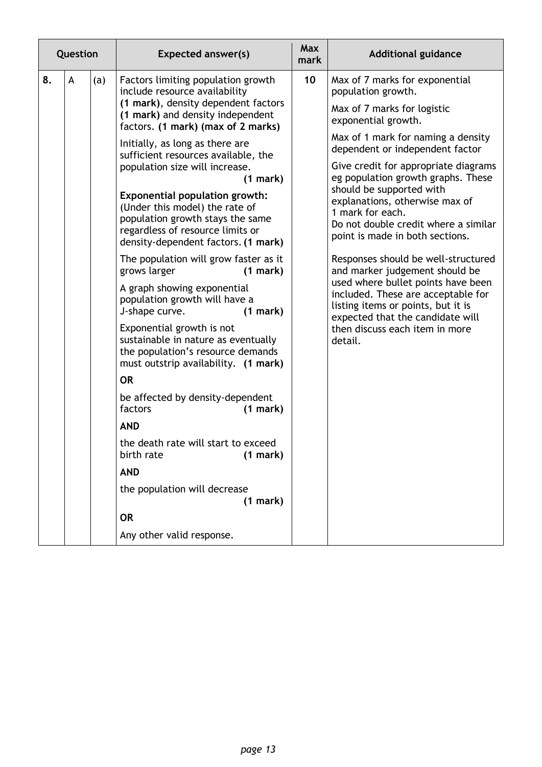| Question | | | Expected answer(s) | Max mark | Additional guidance |
|---|---|---|---|---|---|
| 8. | A | (a) | Factors limiting population growth include resource availability **(1 mark)**, density dependent factors **(1 mark)** and density independent factors. **(1 mark) (max of 2 marks)**<br><br>Initially, as long as there are sufficient resources available, the population size will increase. **(1 mark)**<br><br>**Exponential population growth:** (Under this model) the rate of population growth stays the same regardless of resource limits or density-dependent factors. **(1 mark)**<br><br>The population will grow faster as it grows larger **(1 mark)**<br><br>A graph showing exponential population growth will have a J-shape curve. **(1 mark)**<br><br>Exponential growth is not sustainable in nature as eventually the population's resource demands must outstrip availability. **(1 mark)**<br><br>**OR**<br><br>be affected by density-dependent factors **(1 mark)**<br><br>**AND**<br><br>the death rate will start to exceed birth rate **(1 mark)**<br><br>**AND**<br><br>the population will decrease **(1 mark)**<br><br>**OR**<br><br>Any other valid response. | 10 | Max of 7 marks for exponential population growth.<br><br>Max of 7 marks for logistic exponential growth.<br><br>Max of 1 mark for naming a density dependent or independent factor<br><br>Give credit for appropriate diagrams eg population growth graphs. These should be supported with explanations, otherwise max of 1 mark for each.<br>Do not double credit where a similar point is made in both sections.<br><br>Responses should be well-structured and marker judgement should be used where bullet points have been included. These are acceptable for listing items or points, but it is expected that the candidate will then discuss each item in more detail. |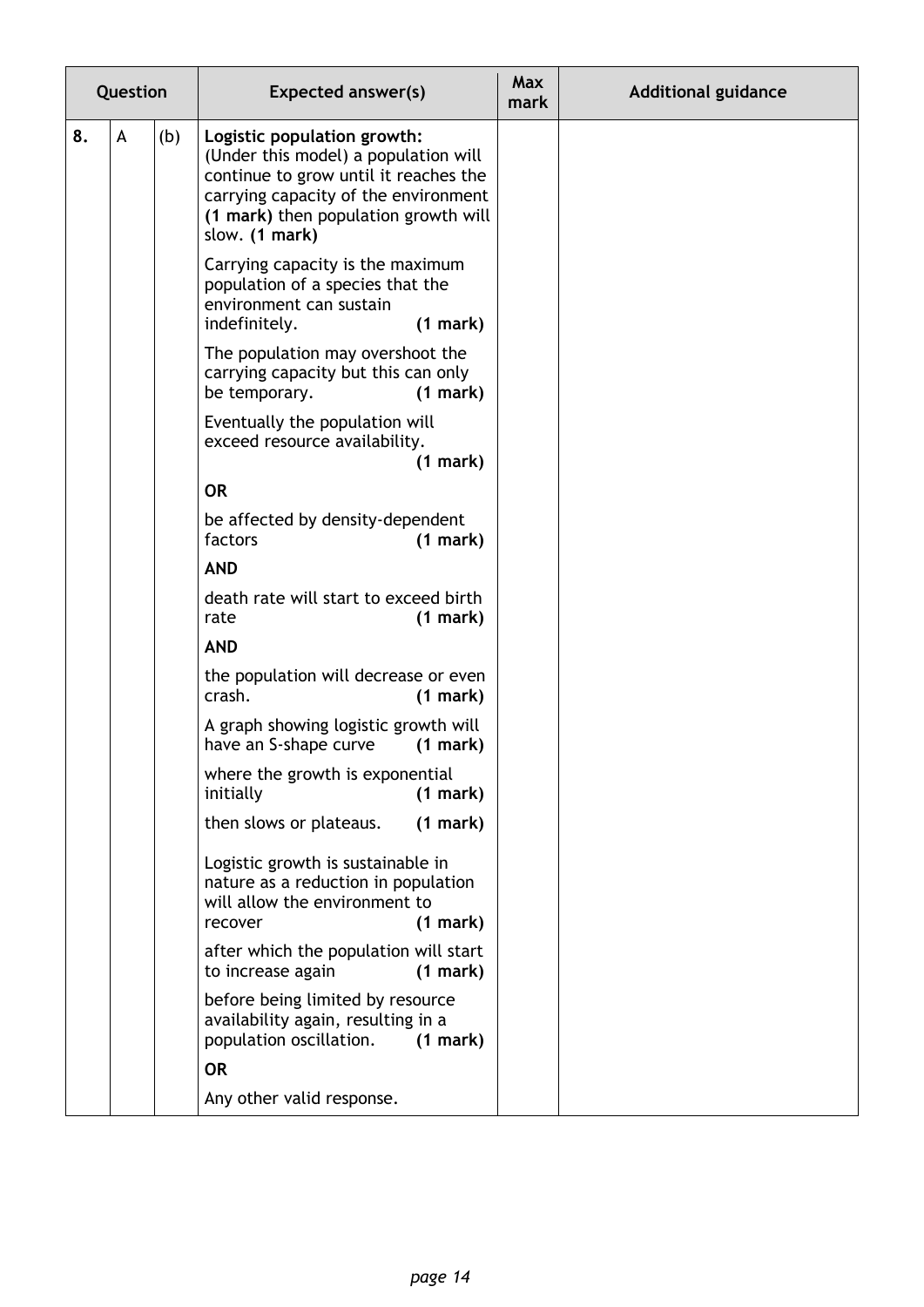| Question | | | Expected answer(s) | Max mark | Additional guidance |
|---|---|---|---|---|---|
| 8. | A | (b) | **Logistic population growth:**<br>(Under this model) a population will continue to grow until it reaches the carrying capacity of the environment **(1 mark)** then population growth will slow. **(1 mark)**<br><br>Carrying capacity is the maximum population of a species that the environment can sustain indefinitely. **(1 mark)**<br><br>The population may overshoot the carrying capacity but this can only be temporary. **(1 mark)**<br><br>Eventually the population will exceed resource availability. **(1 mark)**<br><br>**OR**<br><br>be affected by density-dependent factors **(1 mark)**<br><br>**AND**<br><br>death rate will start to exceed birth rate **(1 mark)**<br><br>**AND**<br><br>the population will decrease or even crash. **(1 mark)**<br><br>A graph showing logistic growth will have an S-shape curve **(1 mark)**<br><br>where the growth is exponential initially **(1 mark)**<br><br>then slows or plateaus. **(1 mark)**<br><br>Logistic growth is sustainable in nature as a reduction in population will allow the environment to recover **(1 mark)**<br><br>after which the population will start to increase again **(1 mark)**<br><br>before being limited by resource availability again, resulting in a population oscillation. **(1 mark)**<br><br>**OR**<br><br>Any other valid response. | | |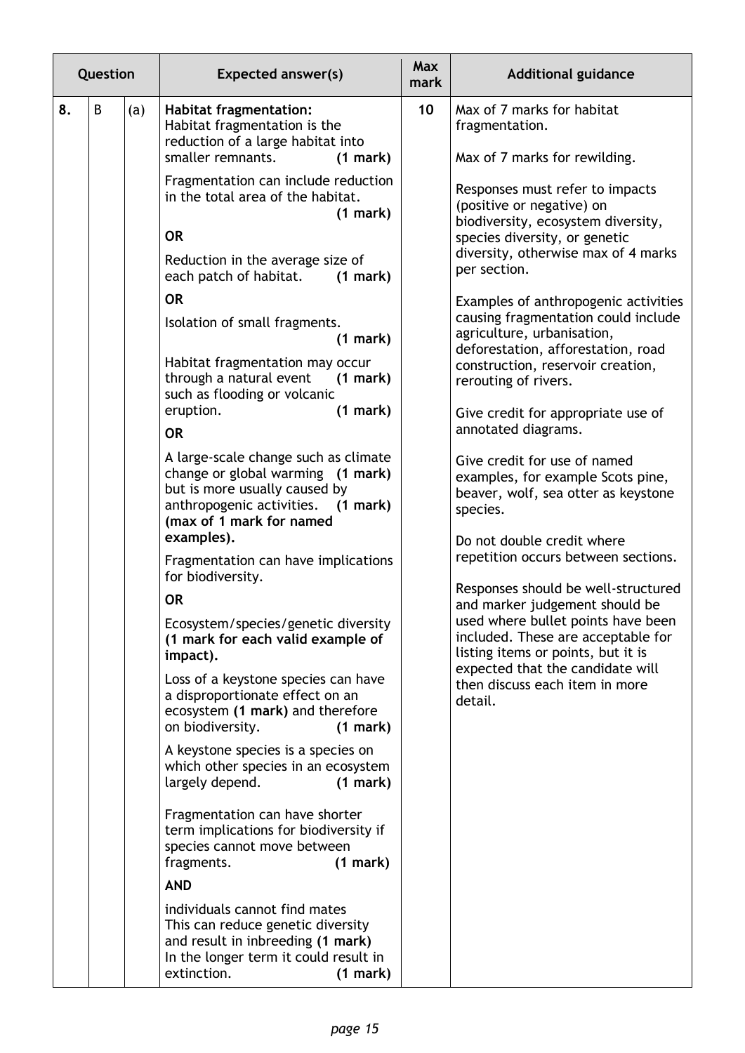| Question | | | Expected answer(s) | Max mark | Additional guidance |
|---|---|---|---|---|---|
| 8. | B | (a) | **Habitat fragmentation:**<br>Habitat fragmentation is the reduction of a large habitat into smaller remnants. **(1 mark)**<br><br>Fragmentation can include reduction in the total area of the habitat. **(1 mark)**<br><br>**OR**<br><br>Reduction in the average size of each patch of habitat. **(1 mark)**<br><br>**OR**<br><br>Isolation of small fragments. **(1 mark)**<br><br>Habitat fragmentation may occur through a natural event **(1 mark)** such as flooding or volcanic eruption. **(1 mark)**<br><br>**OR**<br><br>A large-scale change such as climate change or global warming **(1 mark)** but is more usually caused by anthropogenic activities. **(1 mark)** **(max of 1 mark for named examples).**<br><br>Fragmentation can have implications for biodiversity.<br><br>**OR**<br><br>Ecosystem/species/genetic diversity **(1 mark for each valid example of impact).**<br><br>Loss of a keystone species can have a disproportionate effect on an ecosystem **(1 mark)** and therefore on biodiversity. **(1 mark)**<br><br>A keystone species is a species on which other species in an ecosystem largely depend. **(1 mark)**<br><br>Fragmentation can have shorter term implications for biodiversity if species cannot move between fragments. **(1 mark)**<br><br>**AND**<br><br>individuals cannot find mates<br>This can reduce genetic diversity and result in inbreeding **(1 mark)**<br>In the longer term it could result in extinction. **(1 mark)** | 10 | Max of 7 marks for habitat fragmentation.<br><br>Max of 7 marks for rewilding.<br><br>Responses must refer to impacts (positive or negative) on biodiversity, ecosystem diversity, species diversity, or genetic diversity, otherwise max of 4 marks per section.<br><br>Examples of anthropogenic activities causing fragmentation could include agriculture, urbanisation, deforestation, afforestation, road construction, reservoir creation, rerouting of rivers.<br><br>Give credit for appropriate use of annotated diagrams.<br><br>Give credit for use of named examples, for example Scots pine, beaver, wolf, sea otter as keystone species.<br><br>Do not double credit where repetition occurs between sections.<br><br>Responses should be well-structured and marker judgement should be used where bullet points have been included. These are acceptable for listing items or points, but it is expected that the candidate will then discuss each item in more detail. |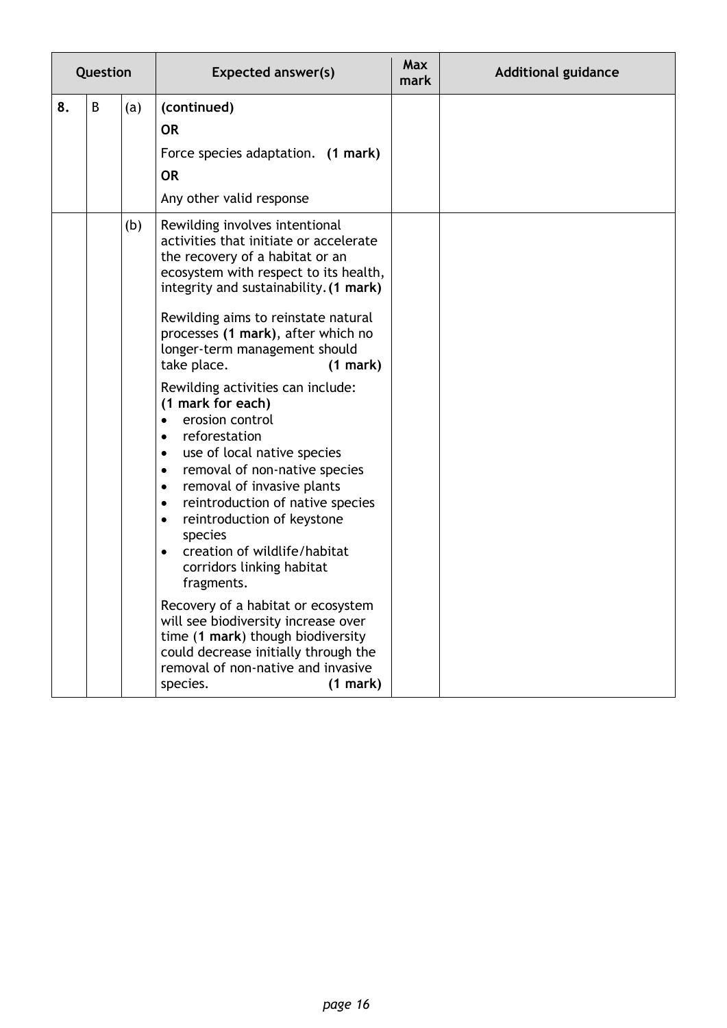| Question | | | Expected answer(s) | Max mark | Additional guidance |
|---|---|---|---|---|---|
| 8. | B | (a) | **(continued)**<br>**OR**<br>Force species adaptation. **(1 mark)**<br>**OR**<br>Any other valid response | | |
| | | (b) | Rewilding involves intentional activities that initiate or accelerate the recovery of a habitat or an ecosystem with respect to its health, integrity and sustainability. **(1 mark)**<br><br>Rewilding aims to reinstate natural processes **(1 mark)**, after which no longer-term management should take place. **(1 mark)**<br><br>Rewilding activities can include: **(1 mark for each)**<br>• erosion control<br>• reforestation<br>• use of local native species<br>• removal of non-native species<br>• removal of invasive plants<br>• reintroduction of native species<br>• reintroduction of keystone species<br>• creation of wildlife/habitat corridors linking habitat fragments.<br><br>Recovery of a habitat or ecosystem will see biodiversity increase over time (**1 mark**) though biodiversity could decrease initially through the removal of non-native and invasive species. **(1 mark)** | | |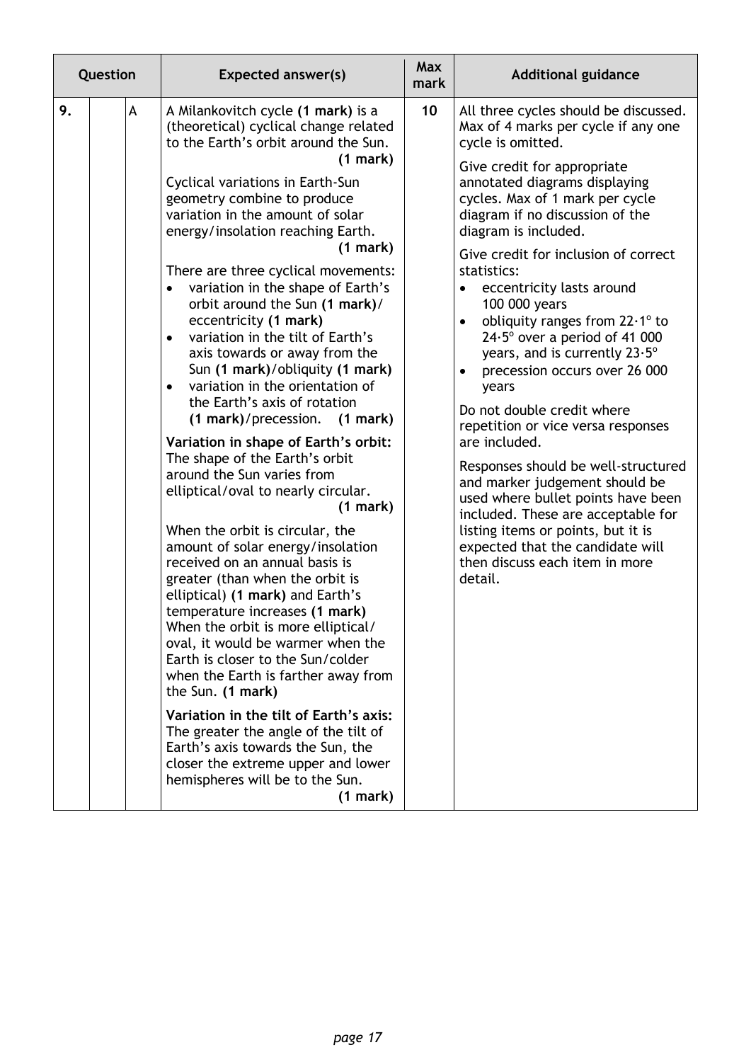| Question | | | Expected answer(s) | Max mark | Additional guidance |
|---|---|---|---|---|---|
| 9. | | A | A Milankovitch cycle **(1 mark)** is a (theoretical) cyclical change related to the Earth's orbit around the Sun. **(1 mark)**<br><br>Cyclical variations in Earth-Sun geometry combine to produce variation in the amount of solar energy/insolation reaching Earth. **(1 mark)**<br><br>There are three cyclical movements:<br>• variation in the shape of Earth's orbit around the Sun **(1 mark)**/ eccentricity **(1 mark)**<br>• variation in the tilt of Earth's axis towards or away from the Sun **(1 mark)**/obliquity **(1 mark)**<br>• variation in the orientation of the Earth's axis of rotation **(1 mark)**/precession. **(1 mark)**<br><br>**Variation in shape of Earth's orbit:** The shape of the Earth's orbit around the Sun varies from elliptical/oval to nearly circular. **(1 mark)**<br><br>When the orbit is circular, the amount of solar energy/insolation received on an annual basis is greater (than when the orbit is elliptical) **(1 mark)** and Earth's temperature increases **(1 mark)** When the orbit is more elliptical/ oval, it would be warmer when the Earth is closer to the Sun/colder when the Earth is farther away from the Sun. **(1 mark)**<br><br>**Variation in the tilt of Earth's axis:** The greater the angle of the tilt of Earth's axis towards the Sun, the closer the extreme upper and lower hemispheres will be to the Sun. **(1 mark)** | 10 | All three cycles should be discussed. Max of 4 marks per cycle if any one cycle is omitted.<br><br>Give credit for appropriate annotated diagrams displaying cycles. Max of 1 mark per cycle diagram if no discussion of the diagram is included.<br><br>Give credit for inclusion of correct statistics:<br>• eccentricity lasts around 100 000 years<br>• obliquity ranges from 22·1° to 24·5° over a period of 41 000 years, and is currently 23·5°<br>• precession occurs over 26 000 years<br><br>Do not double credit where repetition or vice versa responses are included.<br><br>Responses should be well-structured and marker judgement should be used where bullet points have been included. These are acceptable for listing items or points, but it is expected that the candidate will then discuss each item in more detail. |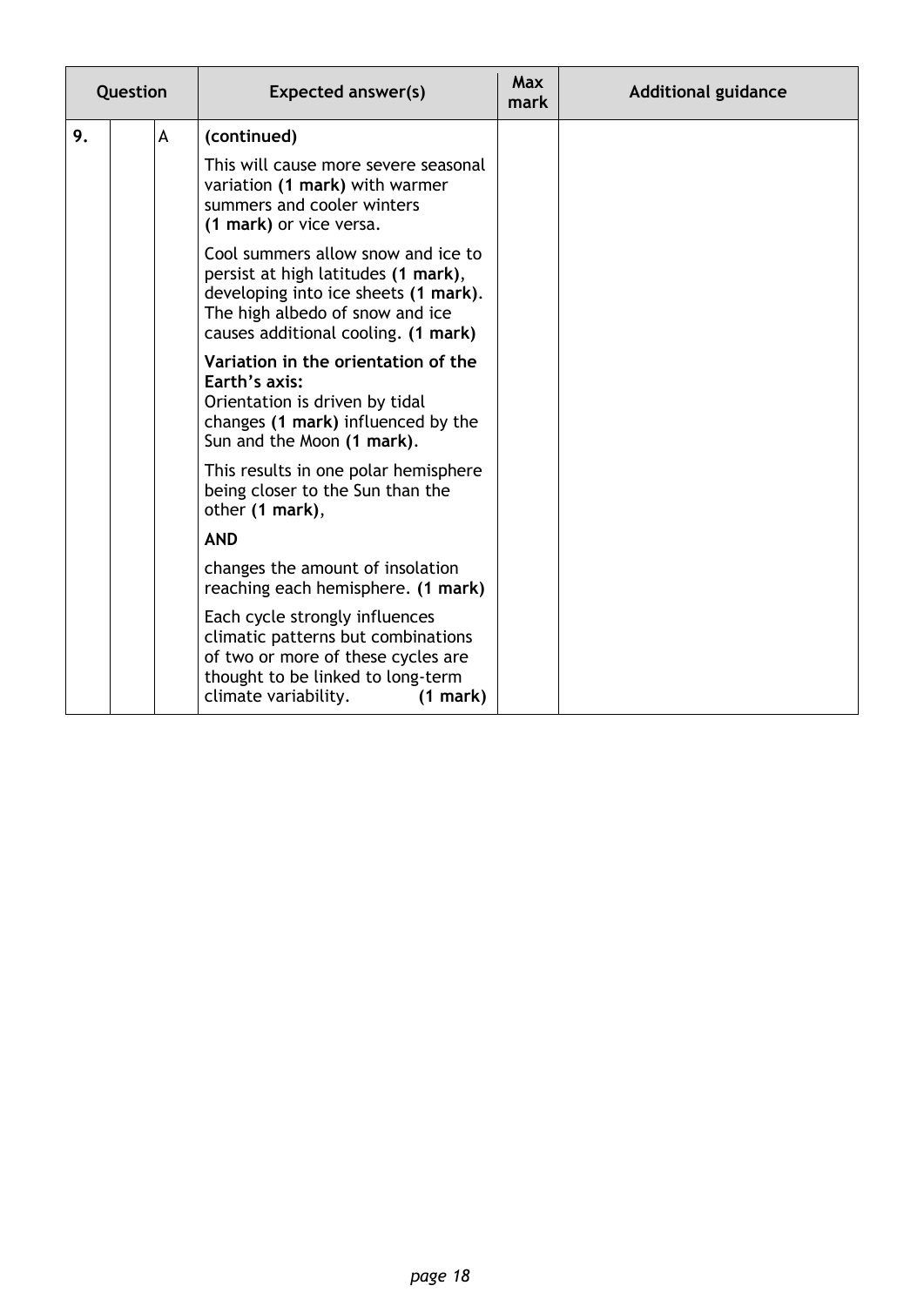| Question | | | Expected answer(s) | Max mark | Additional guidance |
|---|---|---|---|---|---|
| 9. | | A | **(continued)**<br><br>This will cause more severe seasonal variation **(1 mark)** with warmer summers and cooler winters **(1 mark)** or vice versa.<br><br>Cool summers allow snow and ice to persist at high latitudes **(1 mark)**, developing into ice sheets **(1 mark)**. The high albedo of snow and ice causes additional cooling. **(1 mark)**<br><br>**Variation in the orientation of the Earth's axis:**<br>Orientation is driven by tidal changes **(1 mark)** influenced by the Sun and the Moon **(1 mark)**.<br><br>This results in one polar hemisphere being closer to the Sun than the other **(1 mark)**,<br><br>**AND**<br><br>changes the amount of insolation reaching each hemisphere. **(1 mark)**<br><br>Each cycle strongly influences climatic patterns but combinations of two or more of these cycles are thought to be linked to long-term climate variability. **(1 mark)** | | |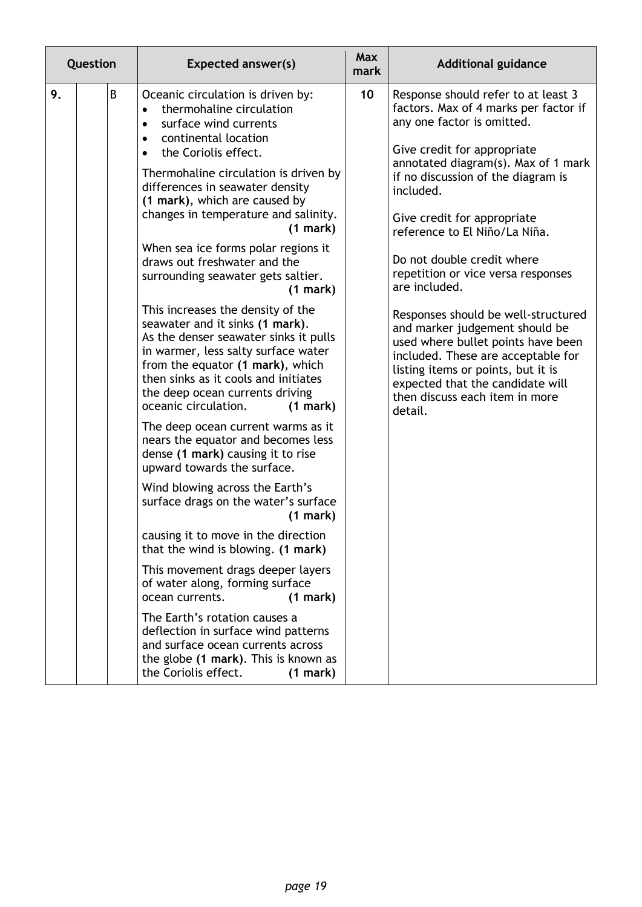| Question | | | Expected answer(s) | Max mark | Additional guidance |
|---|---|---|---|---|---|
| 9. | | B | Oceanic circulation is driven by:<br>• thermohaline circulation<br>• surface wind currents<br>• continental location<br>• the Coriolis effect.<br><br>Thermohaline circulation is driven by differences in seawater density **(1 mark)**, which are caused by changes in temperature and salinity. **(1 mark)**<br><br>When sea ice forms polar regions it draws out freshwater and the surrounding seawater gets saltier. **(1 mark)**<br><br>This increases the density of the seawater and it sinks **(1 mark)**. As the denser seawater sinks it pulls in warmer, less salty surface water from the equator **(1 mark)**, which then sinks as it cools and initiates the deep ocean currents driving oceanic circulation. **(1 mark)**<br><br>The deep ocean current warms as it nears the equator and becomes less dense **(1 mark)** causing it to rise upward towards the surface.<br><br>Wind blowing across the Earth's surface drags on the water's surface **(1 mark)**<br><br>causing it to move in the direction that the wind is blowing. **(1 mark)**<br><br>This movement drags deeper layers of water along, forming surface ocean currents. **(1 mark)**<br><br>The Earth's rotation causes a deflection in surface wind patterns and surface ocean currents across the globe **(1 mark)**. This is known as the Coriolis effect. **(1 mark)** | 10 | Response should refer to at least 3 factors. Max of 4 marks per factor if any one factor is omitted.<br><br>Give credit for appropriate annotated diagram(s). Max of 1 mark if no discussion of the diagram is included.<br><br>Give credit for appropriate reference to El Niño/La Niña.<br><br>Do not double credit where repetition or vice versa responses are included.<br><br>Responses should be well-structured and marker judgement should be used where bullet points have been included. These are acceptable for listing items or points, but it is expected that the candidate will then discuss each item in more detail. |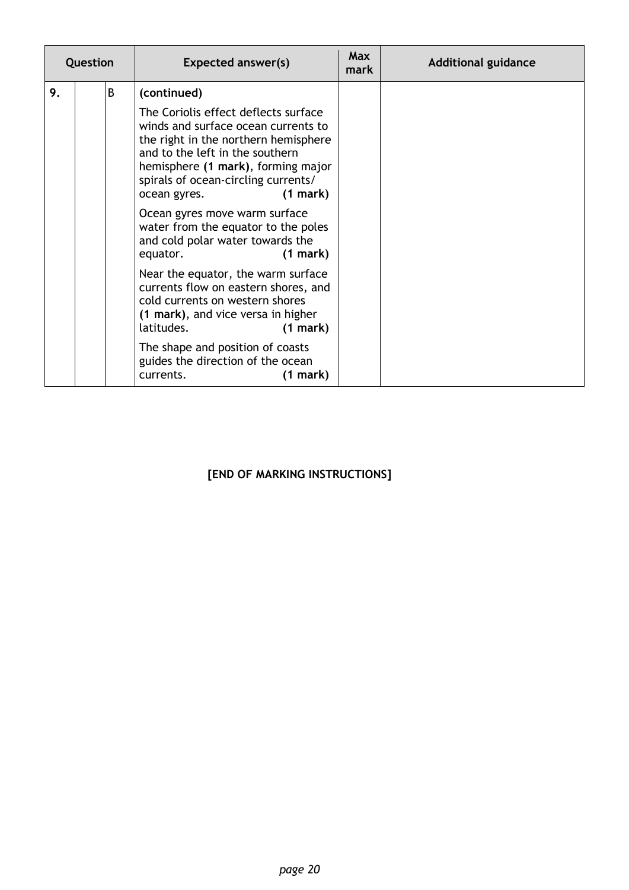| Question | | | Expected answer(s) | Max mark | Additional guidance |
|---|---|---|---|---|---|
| 9. | | B | **(continued)**<br><br>The Coriolis effect deflects surface winds and surface ocean currents to the right in the northern hemisphere and to the left in the southern hemisphere **(1 mark)**, forming major spirals of ocean-circling currents/ ocean gyres. **(1 mark)**<br><br>Ocean gyres move warm surface water from the equator to the poles and cold polar water towards the equator. **(1 mark)**<br><br>Near the equator, the warm surface currents flow on eastern shores, and cold currents on western shores **(1 mark)**, and vice versa in higher latitudes. **(1 mark)**<br><br>The shape and position of coasts guides the direction of the ocean currents. **(1 mark)** | | |

**[END OF MARKING INSTRUCTIONS]**